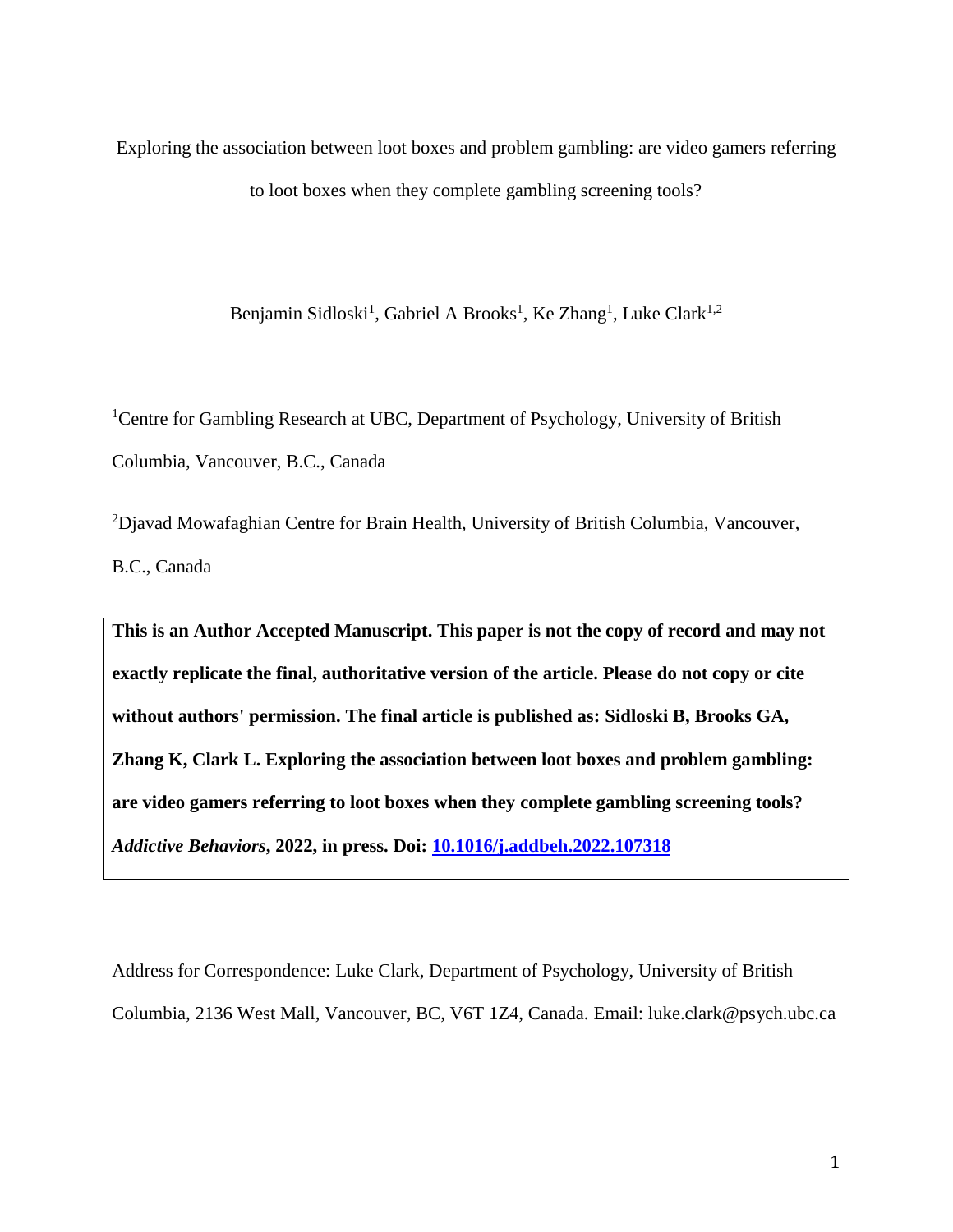Exploring the association between loot boxes and problem gambling: are video gamers referring to loot boxes when they complete gambling screening tools?

Benjamin Sidloski[1], Gabriel A Brooks[1], Ke Zhang[1], Luke Clark[1,2]

[1]Centre for Gambling Research at UBC, Department of Psychology, University of British Columbia, Vancouver, B.C., Canada

[2]Djavad Mowafaghian Centre for Brain Health, University of British Columbia, Vancouver, B.C., Canada

**This is an Author Accepted Manuscript. This paper is not the copy of record and may not exactly replicate the final, authoritative version of the article. Please do not copy or cite without authors' permission. The final article is published as: Sidloski B, Brooks GA, Zhang K, Clark L. Exploring the association between loot boxes and problem gambling: are video gamers referring to loot boxes when they complete gambling screening tools? *Addictive Behaviors*, 2022, in press. Doi: 10.1016/j.addbeh.2022.107318**

Address for Correspondence: Luke Clark, Department of Psychology, University of British Columbia, 2136 West Mall, Vancouver, BC, V6T 1Z4, Canada. Email: luke.clark@psych.ubc.ca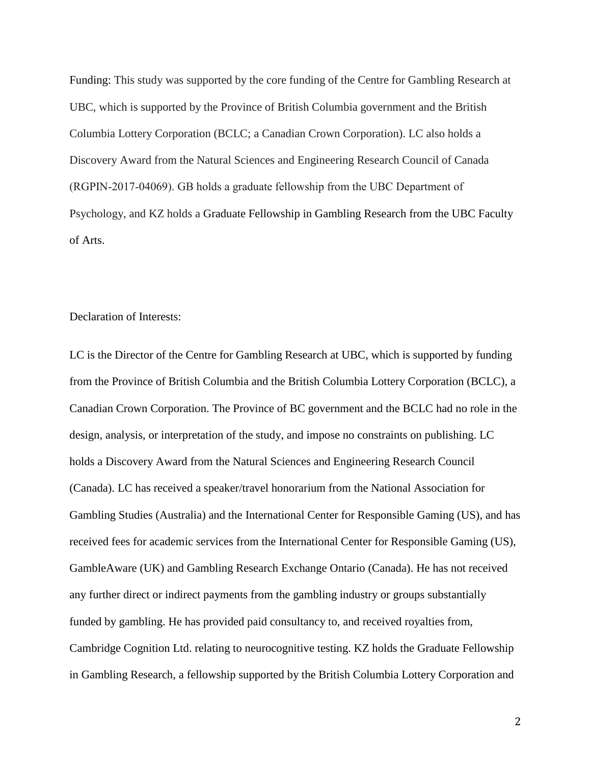Funding: This study was supported by the core funding of the Centre for Gambling Research at UBC, which is supported by the Province of British Columbia government and the British Columbia Lottery Corporation (BCLC; a Canadian Crown Corporation). LC also holds a Discovery Award from the Natural Sciences and Engineering Research Council of Canada (RGPIN-2017-04069). GB holds a graduate fellowship from the UBC Department of Psychology, and KZ holds a Graduate Fellowship in Gambling Research from the UBC Faculty of Arts.

Declaration of Interests:

LC is the Director of the Centre for Gambling Research at UBC, which is supported by funding from the Province of British Columbia and the British Columbia Lottery Corporation (BCLC), a Canadian Crown Corporation. The Province of BC government and the BCLC had no role in the design, analysis, or interpretation of the study, and impose no constraints on publishing. LC holds a Discovery Award from the Natural Sciences and Engineering Research Council (Canada). LC has received a speaker/travel honorarium from the National Association for Gambling Studies (Australia) and the International Center for Responsible Gaming (US), and has received fees for academic services from the International Center for Responsible Gaming (US), GambleAware (UK) and Gambling Research Exchange Ontario (Canada). He has not received any further direct or indirect payments from the gambling industry or groups substantially funded by gambling. He has provided paid consultancy to, and received royalties from, Cambridge Cognition Ltd. relating to neurocognitive testing. KZ holds the Graduate Fellowship in Gambling Research, a fellowship supported by the British Columbia Lottery Corporation and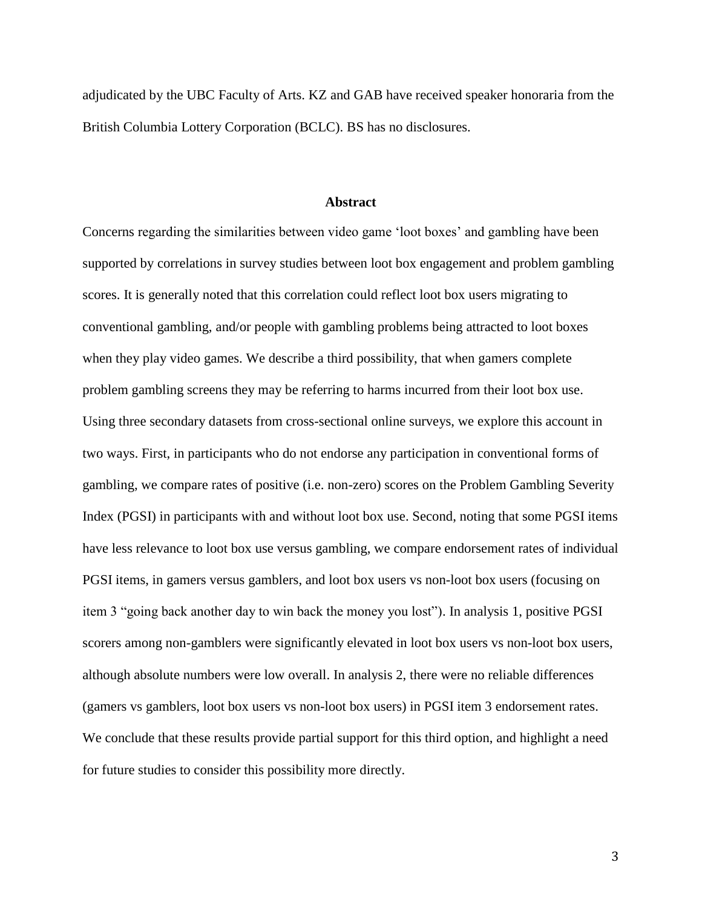adjudicated by the UBC Faculty of Arts. KZ and GAB have received speaker honoraria from the British Columbia Lottery Corporation (BCLC). BS has no disclosures.

## Abstract

Concerns regarding the similarities between video game 'loot boxes' and gambling have been supported by correlations in survey studies between loot box engagement and problem gambling scores. It is generally noted that this correlation could reflect loot box users migrating to conventional gambling, and/or people with gambling problems being attracted to loot boxes when they play video games. We describe a third possibility, that when gamers complete problem gambling screens they may be referring to harms incurred from their loot box use. Using three secondary datasets from cross-sectional online surveys, we explore this account in two ways. First, in participants who do not endorse any participation in conventional forms of gambling, we compare rates of positive (i.e. non-zero) scores on the Problem Gambling Severity Index (PGSI) in participants with and without loot box use. Second, noting that some PGSI items have less relevance to loot box use versus gambling, we compare endorsement rates of individual PGSI items, in gamers versus gamblers, and loot box users vs non-loot box users (focusing on item 3 "going back another day to win back the money you lost"). In analysis 1, positive PGSI scorers among non-gamblers were significantly elevated in loot box users vs non-loot box users, although absolute numbers were low overall. In analysis 2, there were no reliable differences (gamers vs gamblers, loot box users vs non-loot box users) in PGSI item 3 endorsement rates. We conclude that these results provide partial support for this third option, and highlight a need for future studies to consider this possibility more directly.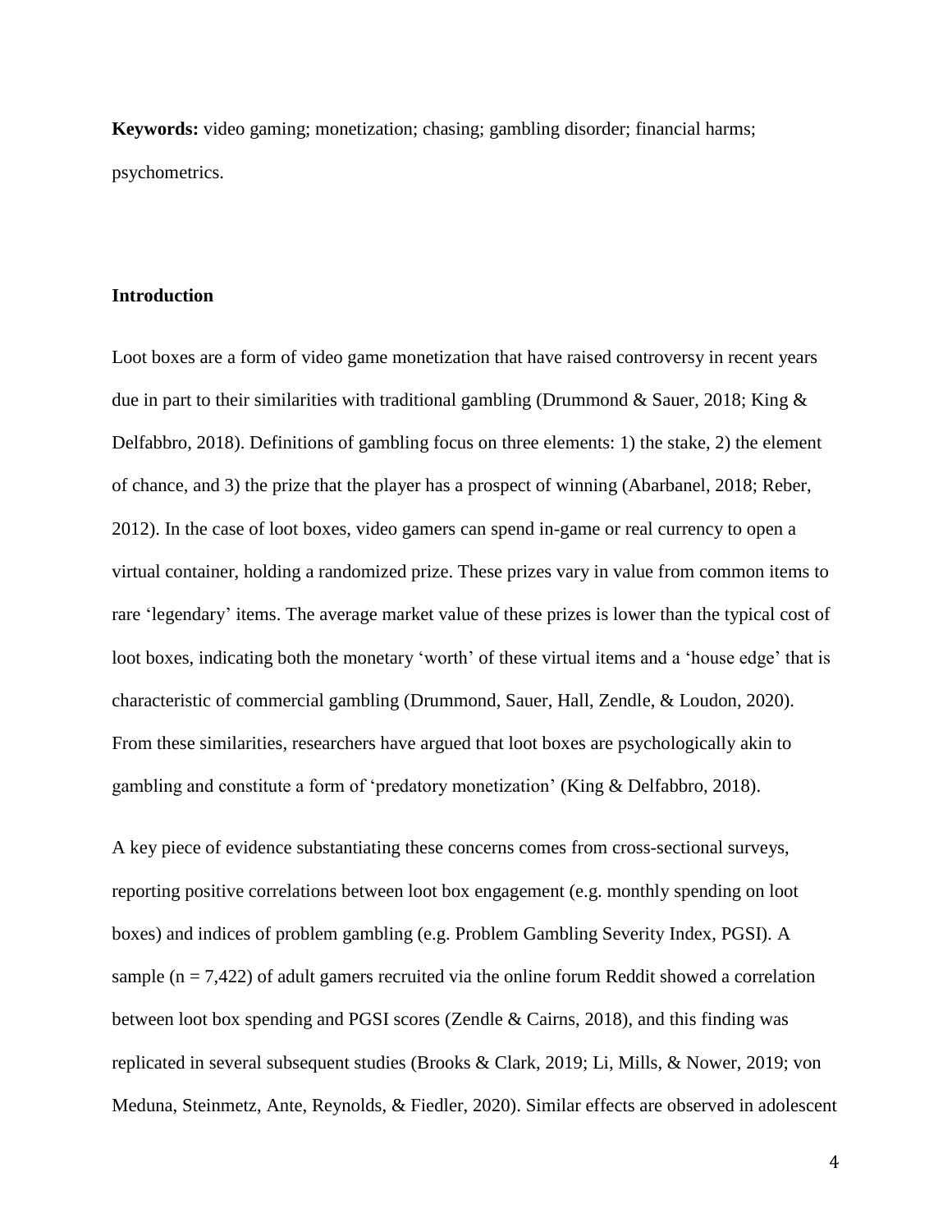**Keywords:** video gaming; monetization; chasing; gambling disorder; financial harms; psychometrics.

## Introduction

Loot boxes are a form of video game monetization that have raised controversy in recent years due in part to their similarities with traditional gambling (Drummond & Sauer, 2018; King & Delfabbro, 2018). Definitions of gambling focus on three elements: 1) the stake, 2) the element of chance, and 3) the prize that the player has a prospect of winning (Abarbanel, 2018; Reber, 2012). In the case of loot boxes, video gamers can spend in-game or real currency to open a virtual container, holding a randomized prize. These prizes vary in value from common items to rare 'legendary' items. The average market value of these prizes is lower than the typical cost of loot boxes, indicating both the monetary 'worth' of these virtual items and a 'house edge' that is characteristic of commercial gambling (Drummond, Sauer, Hall, Zendle, & Loudon, 2020). From these similarities, researchers have argued that loot boxes are psychologically akin to gambling and constitute a form of 'predatory monetization' (King & Delfabbro, 2018).

A key piece of evidence substantiating these concerns comes from cross-sectional surveys, reporting positive correlations between loot box engagement (e.g. monthly spending on loot boxes) and indices of problem gambling (e.g. Problem Gambling Severity Index, PGSI). A sample (n = 7,422) of adult gamers recruited via the online forum Reddit showed a correlation between loot box spending and PGSI scores (Zendle & Cairns, 2018), and this finding was replicated in several subsequent studies (Brooks & Clark, 2019; Li, Mills, & Nower, 2019; von Meduna, Steinmetz, Ante, Reynolds, & Fiedler, 2020). Similar effects are observed in adolescent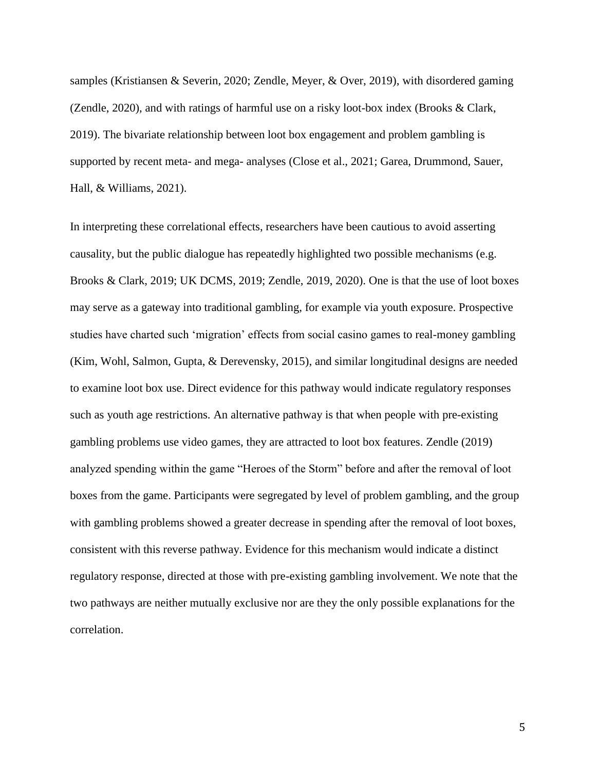samples (Kristiansen & Severin, 2020; Zendle, Meyer, & Over, 2019), with disordered gaming (Zendle, 2020), and with ratings of harmful use on a risky loot-box index (Brooks & Clark, 2019). The bivariate relationship between loot box engagement and problem gambling is supported by recent meta- and mega- analyses (Close et al., 2021; Garea, Drummond, Sauer, Hall, & Williams, 2021).

In interpreting these correlational effects, researchers have been cautious to avoid asserting causality, but the public dialogue has repeatedly highlighted two possible mechanisms (e.g. Brooks & Clark, 2019; UK DCMS, 2019; Zendle, 2019, 2020). One is that the use of loot boxes may serve as a gateway into traditional gambling, for example via youth exposure. Prospective studies have charted such 'migration' effects from social casino games to real-money gambling (Kim, Wohl, Salmon, Gupta, & Derevensky, 2015), and similar longitudinal designs are needed to examine loot box use. Direct evidence for this pathway would indicate regulatory responses such as youth age restrictions. An alternative pathway is that when people with pre-existing gambling problems use video games, they are attracted to loot box features. Zendle (2019) analyzed spending within the game "Heroes of the Storm" before and after the removal of loot boxes from the game. Participants were segregated by level of problem gambling, and the group with gambling problems showed a greater decrease in spending after the removal of loot boxes, consistent with this reverse pathway. Evidence for this mechanism would indicate a distinct regulatory response, directed at those with pre-existing gambling involvement. We note that the two pathways are neither mutually exclusive nor are they the only possible explanations for the correlation.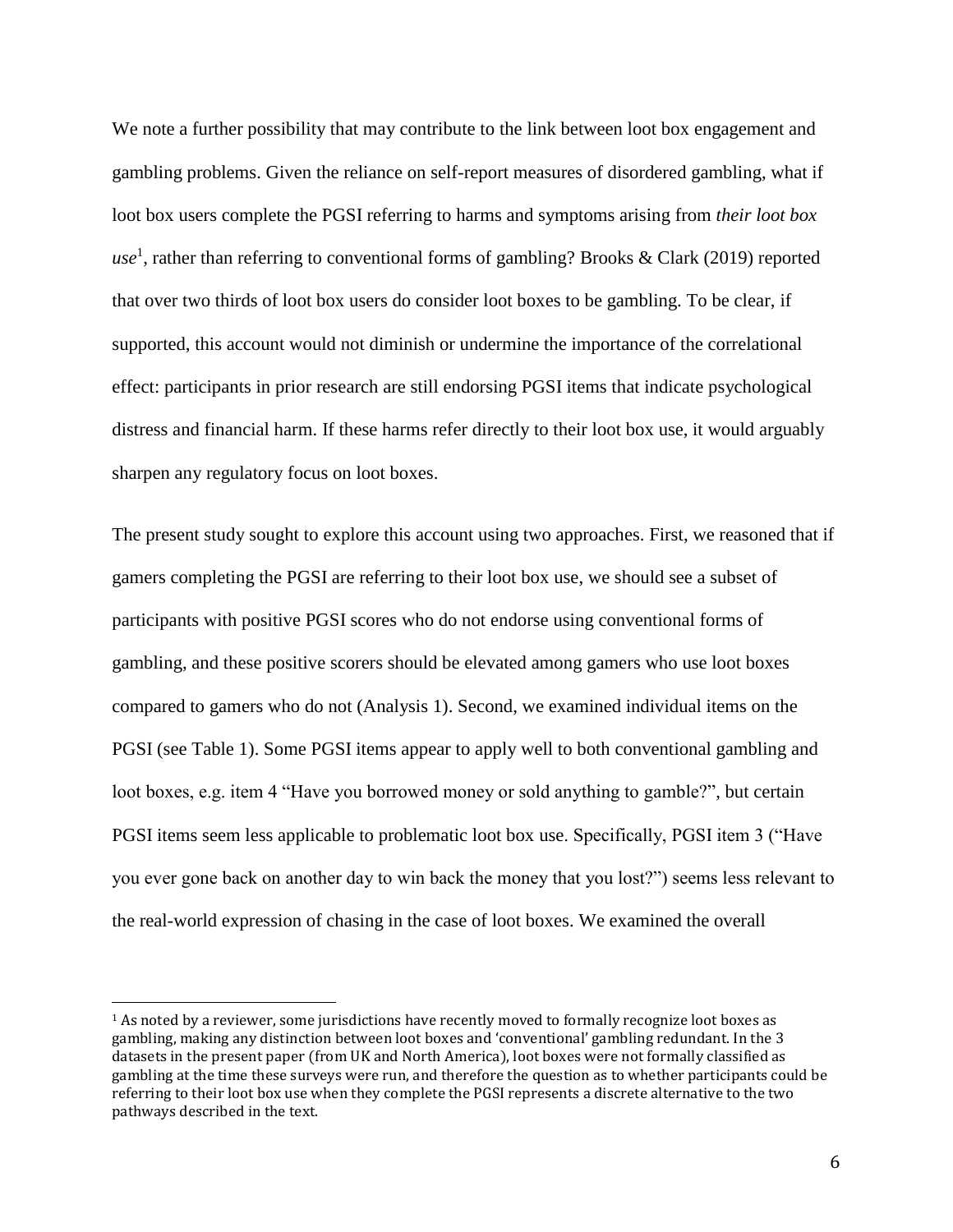We note a further possibility that may contribute to the link between loot box engagement and gambling problems. Given the reliance on self-report measures of disordered gambling, what if loot box users complete the PGSI referring to harms and symptoms arising from *their loot box use*[1], rather than referring to conventional forms of gambling? Brooks & Clark (2019) reported that over two thirds of loot box users do consider loot boxes to be gambling. To be clear, if supported, this account would not diminish or undermine the importance of the correlational effect: participants in prior research are still endorsing PGSI items that indicate psychological distress and financial harm. If these harms refer directly to their loot box use, it would arguably sharpen any regulatory focus on loot boxes.

The present study sought to explore this account using two approaches. First, we reasoned that if gamers completing the PGSI are referring to their loot box use, we should see a subset of participants with positive PGSI scores who do not endorse using conventional forms of gambling, and these positive scorers should be elevated among gamers who use loot boxes compared to gamers who do not (Analysis 1). Second, we examined individual items on the PGSI (see Table 1). Some PGSI items appear to apply well to both conventional gambling and loot boxes, e.g. item 4 "Have you borrowed money or sold anything to gamble?", but certain PGSI items seem less applicable to problematic loot box use. Specifically, PGSI item 3 ("Have you ever gone back on another day to win back the money that you lost?") seems less relevant to the real-world expression of chasing in the case of loot boxes. We examined the overall

[1] As noted by a reviewer, some jurisdictions have recently moved to formally recognize loot boxes as gambling, making any distinction between loot boxes and 'conventional' gambling redundant. In the 3 datasets in the present paper (from UK and North America), loot boxes were not formally classified as gambling at the time these surveys were run, and therefore the question as to whether participants could be referring to their loot box use when they complete the PGSI represents a discrete alternative to the two pathways described in the text.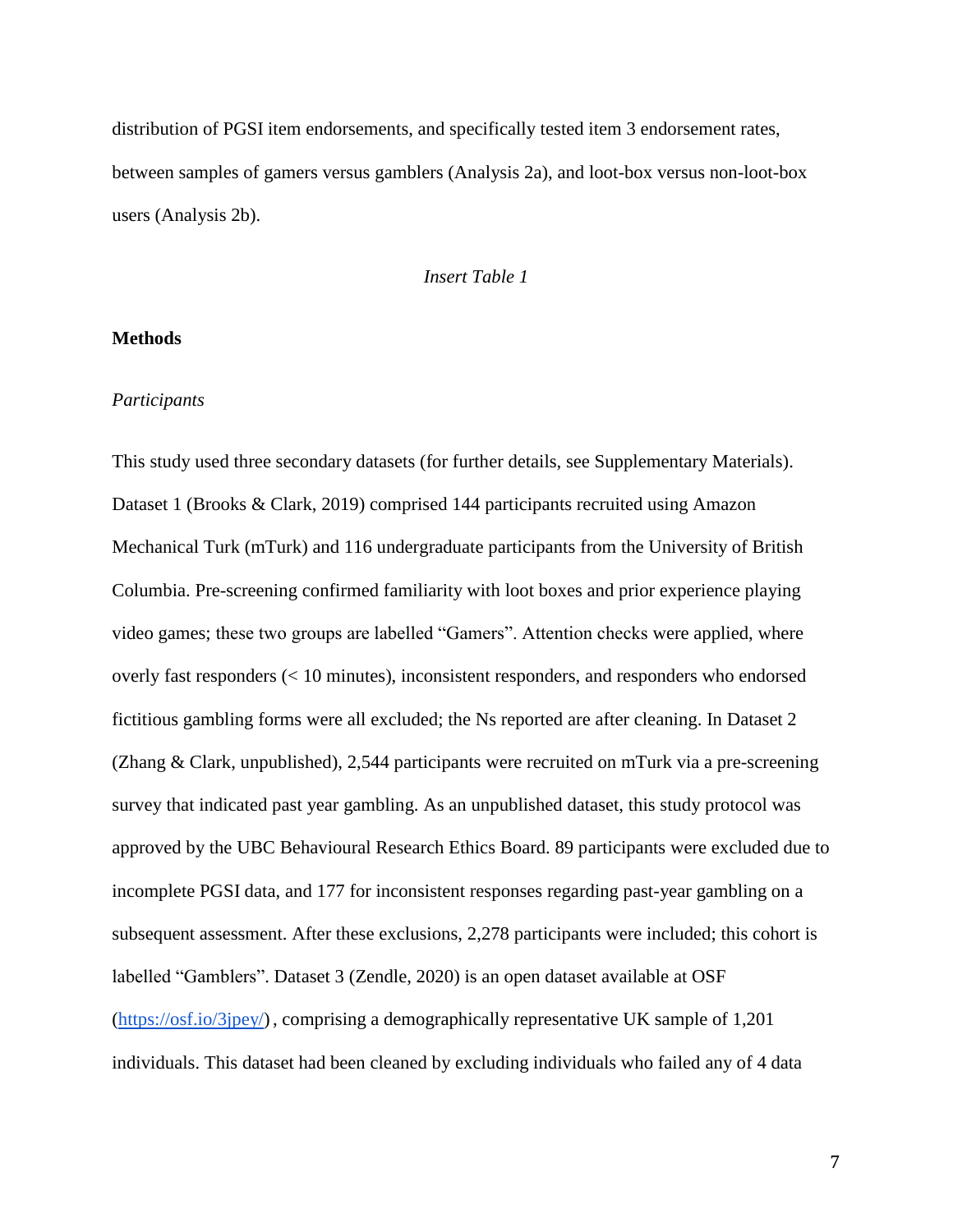distribution of PGSI item endorsements, and specifically tested item 3 endorsement rates, between samples of gamers versus gamblers (Analysis 2a), and loot-box versus non-loot-box users (Analysis 2b).

*Insert Table 1*

## Methods

### *Participants*

This study used three secondary datasets (for further details, see Supplementary Materials). Dataset 1 (Brooks & Clark, 2019) comprised 144 participants recruited using Amazon Mechanical Turk (mTurk) and 116 undergraduate participants from the University of British Columbia. Pre-screening confirmed familiarity with loot boxes and prior experience playing video games; these two groups are labelled "Gamers". Attention checks were applied, where overly fast responders (< 10 minutes), inconsistent responders, and responders who endorsed fictitious gambling forms were all excluded; the Ns reported are after cleaning. In Dataset 2 (Zhang & Clark, unpublished), 2,544 participants were recruited on mTurk via a pre-screening survey that indicated past year gambling. As an unpublished dataset, this study protocol was approved by the UBC Behavioural Research Ethics Board. 89 participants were excluded due to incomplete PGSI data, and 177 for inconsistent responses regarding past-year gambling on a subsequent assessment. After these exclusions, 2,278 participants were included; this cohort is labelled "Gamblers". Dataset 3 (Zendle, 2020) is an open dataset available at OSF ([https://osf.io/3jpey/](https://osf.io/3jpey/)) , comprising a demographically representative UK sample of 1,201 individuals. This dataset had been cleaned by excluding individuals who failed any of 4 data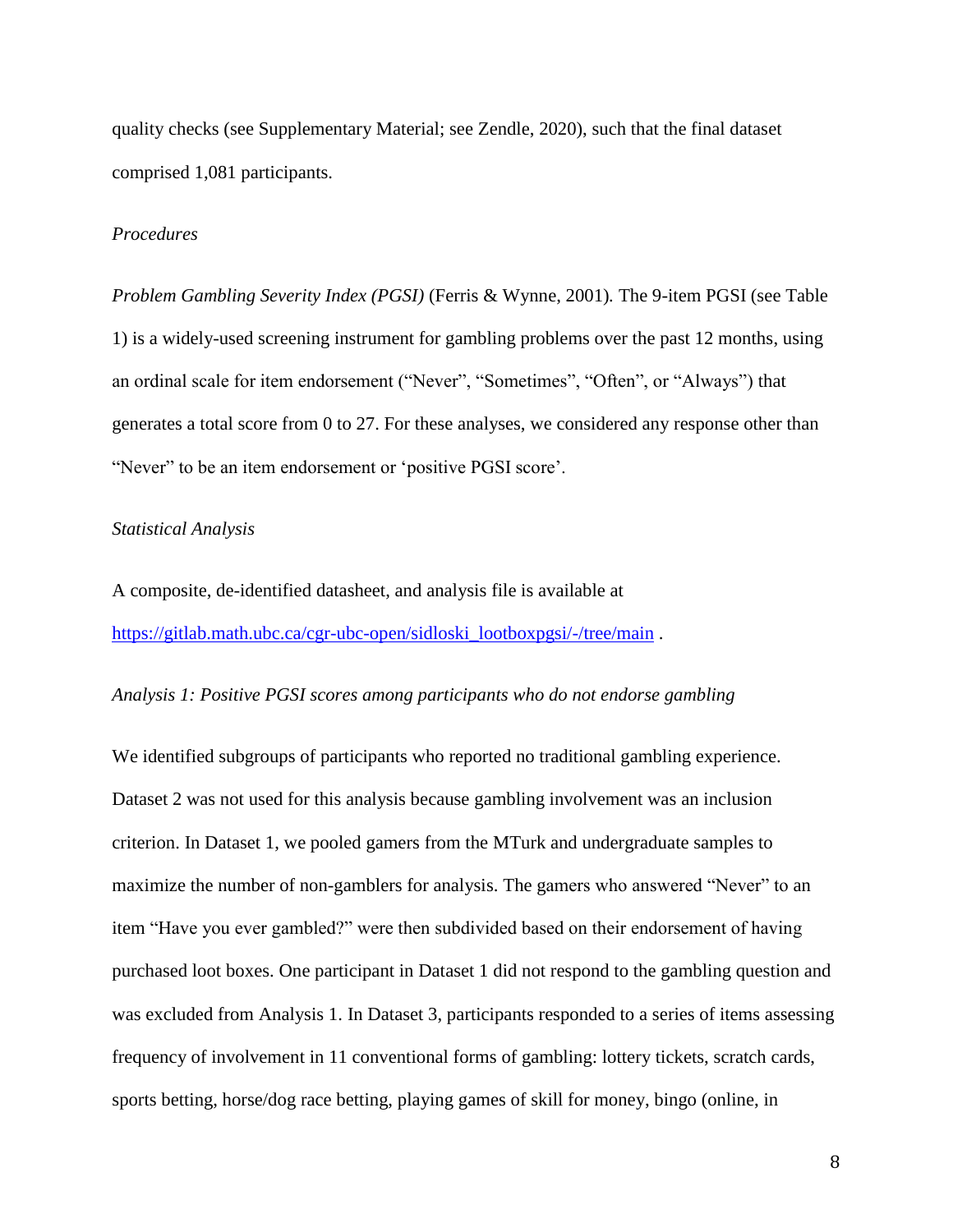quality checks (see Supplementary Material; see Zendle, 2020), such that the final dataset comprised 1,081 participants.

*Procedures*

*Problem Gambling Severity Index (PGSI)* (Ferris & Wynne, 2001). The 9-item PGSI (see Table 1) is a widely-used screening instrument for gambling problems over the past 12 months, using an ordinal scale for item endorsement ("Never", "Sometimes", "Often", or "Always") that generates a total score from 0 to 27. For these analyses, we considered any response other than "Never" to be an item endorsement or 'positive PGSI score'.

*Statistical Analysis*

A composite, de-identified datasheet, and analysis file is available at [https://gitlab.math.ubc.ca/cgr-ubc-open/sidloski_lootboxpgsi/-/tree/main](https://gitlab.math.ubc.ca/cgr-ubc-open/sidloski_lootboxpgsi/-/tree/main) .

*Analysis 1: Positive PGSI scores among participants who do not endorse gambling*

We identified subgroups of participants who reported no traditional gambling experience. Dataset 2 was not used for this analysis because gambling involvement was an inclusion criterion. In Dataset 1, we pooled gamers from the MTurk and undergraduate samples to maximize the number of non-gamblers for analysis. The gamers who answered "Never" to an item "Have you ever gambled?" were then subdivided based on their endorsement of having purchased loot boxes. One participant in Dataset 1 did not respond to the gambling question and was excluded from Analysis 1. In Dataset 3, participants responded to a series of items assessing frequency of involvement in 11 conventional forms of gambling: lottery tickets, scratch cards, sports betting, horse/dog race betting, playing games of skill for money, bingo (online, in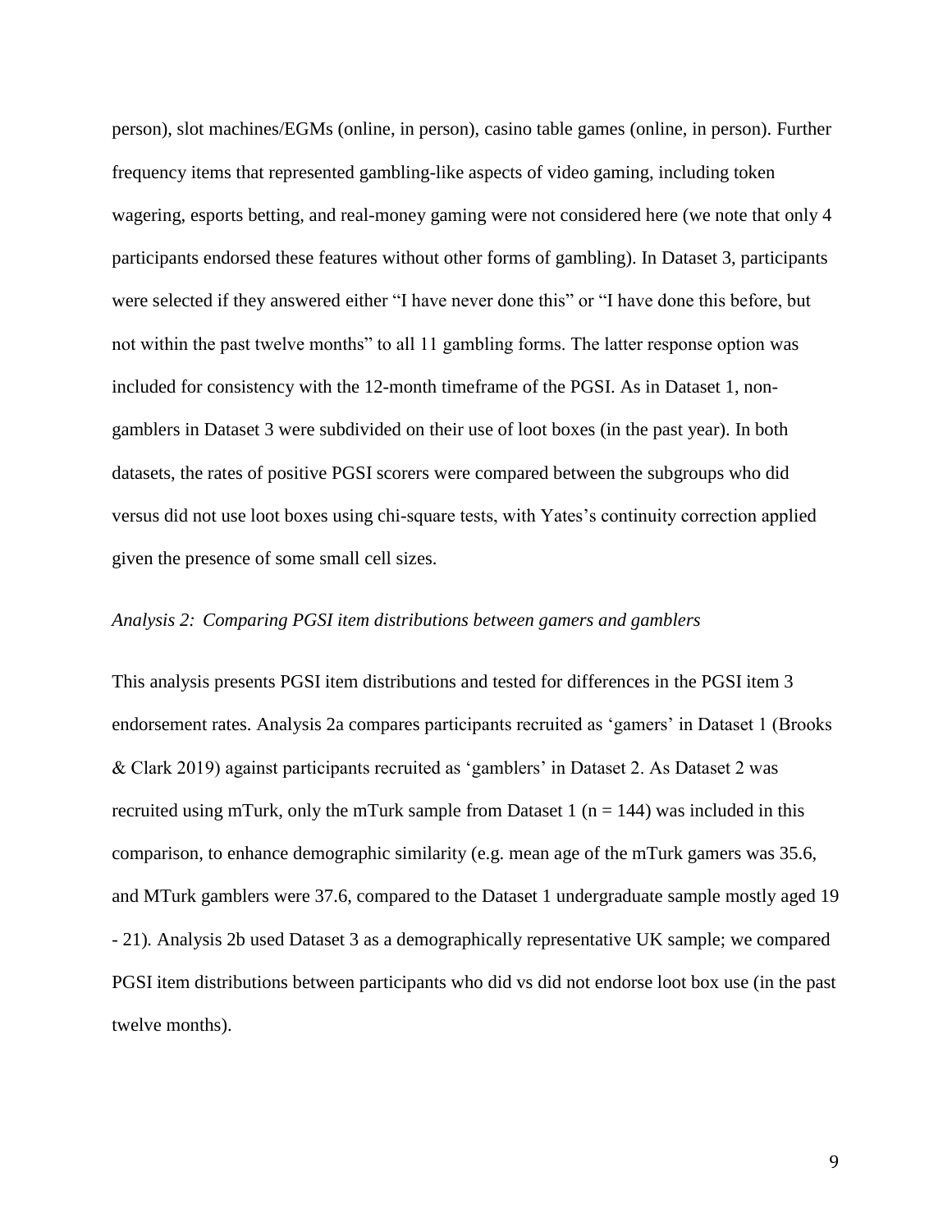person), slot machines/EGMs (online, in person), casino table games (online, in person). Further frequency items that represented gambling-like aspects of video gaming, including token wagering, esports betting, and real-money gaming were not considered here (we note that only 4 participants endorsed these features without other forms of gambling). In Dataset 3, participants were selected if they answered either "I have never done this" or "I have done this before, but not within the past twelve months" to all 11 gambling forms. The latter response option was included for consistency with the 12-month timeframe of the PGSI. As in Dataset 1, non-gamblers in Dataset 3 were subdivided on their use of loot boxes (in the past year). In both datasets, the rates of positive PGSI scorers were compared between the subgroups who did versus did not use loot boxes using chi-square tests, with Yates's continuity correction applied given the presence of some small cell sizes.

*Analysis 2: Comparing PGSI item distributions between gamers and gamblers*

This analysis presents PGSI item distributions and tested for differences in the PGSI item 3 endorsement rates. Analysis 2a compares participants recruited as 'gamers' in Dataset 1 (Brooks & Clark 2019) against participants recruited as 'gamblers' in Dataset 2. As Dataset 2 was recruited using mTurk, only the mTurk sample from Dataset 1 ($n = 144$) was included in this comparison, to enhance demographic similarity (e.g. mean age of the mTurk gamers was 35.6, and MTurk gamblers were 37.6, compared to the Dataset 1 undergraduate sample mostly aged 19 - 21). Analysis 2b used Dataset 3 as a demographically representative UK sample; we compared PGSI item distributions between participants who did vs did not endorse loot box use (in the past twelve months).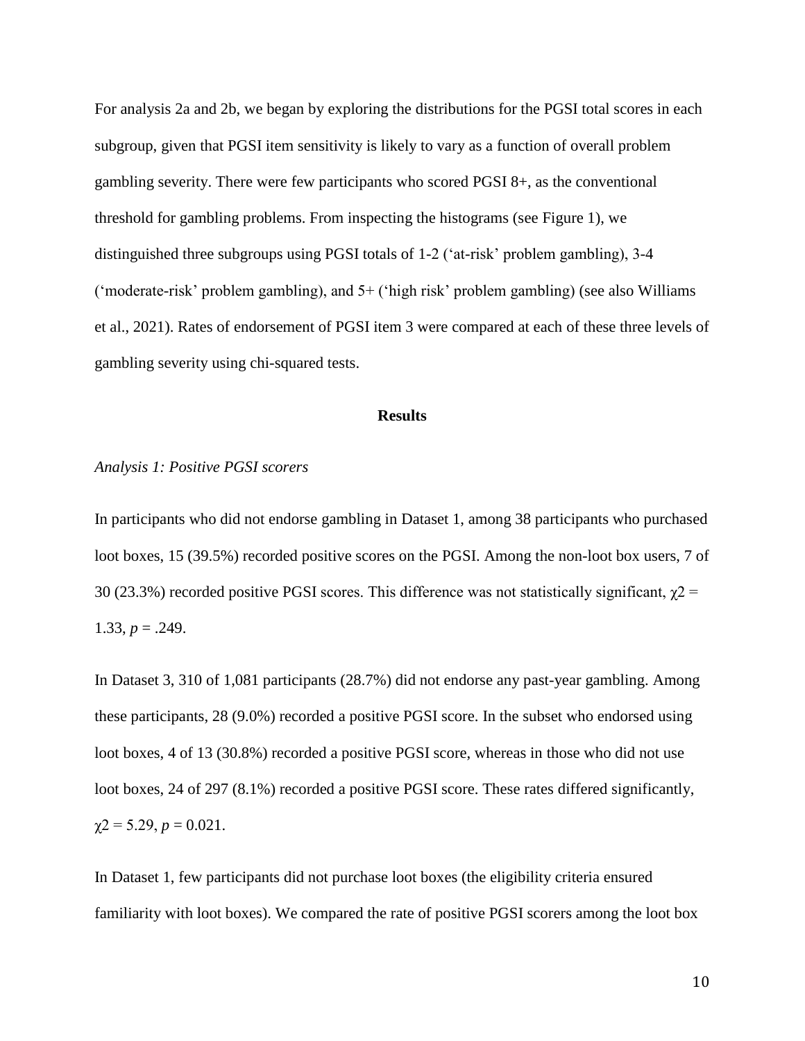For analysis 2a and 2b, we began by exploring the distributions for the PGSI total scores in each subgroup, given that PGSI item sensitivity is likely to vary as a function of overall problem gambling severity. There were few participants who scored PGSI 8+, as the conventional threshold for gambling problems. From inspecting the histograms (see Figure 1), we distinguished three subgroups using PGSI totals of 1-2 ('at-risk' problem gambling), 3-4 ('moderate-risk' problem gambling), and 5+ ('high risk' problem gambling) (see also Williams et al., 2021). Rates of endorsement of PGSI item 3 were compared at each of these three levels of gambling severity using chi-squared tests.

## Results

### *Analysis 1: Positive PGSI scorers*

In participants who did not endorse gambling in Dataset 1, among 38 participants who purchased loot boxes, 15 (39.5%) recorded positive scores on the PGSI. Among the non-loot box users, 7 of 30 (23.3%) recorded positive PGSI scores. This difference was not statistically significant, $\chi 2 = 1.33$, $p = .249$.

In Dataset 3, 310 of 1,081 participants (28.7%) did not endorse any past-year gambling. Among these participants, 28 (9.0%) recorded a positive PGSI score. In the subset who endorsed using loot boxes, 4 of 13 (30.8%) recorded a positive PGSI score, whereas in those who did not use loot boxes, 24 of 297 (8.1%) recorded a positive PGSI score. These rates differed significantly, $\chi 2 = 5.29$, $p = 0.021$.

In Dataset 1, few participants did not purchase loot boxes (the eligibility criteria ensured familiarity with loot boxes). We compared the rate of positive PGSI scorers among the loot box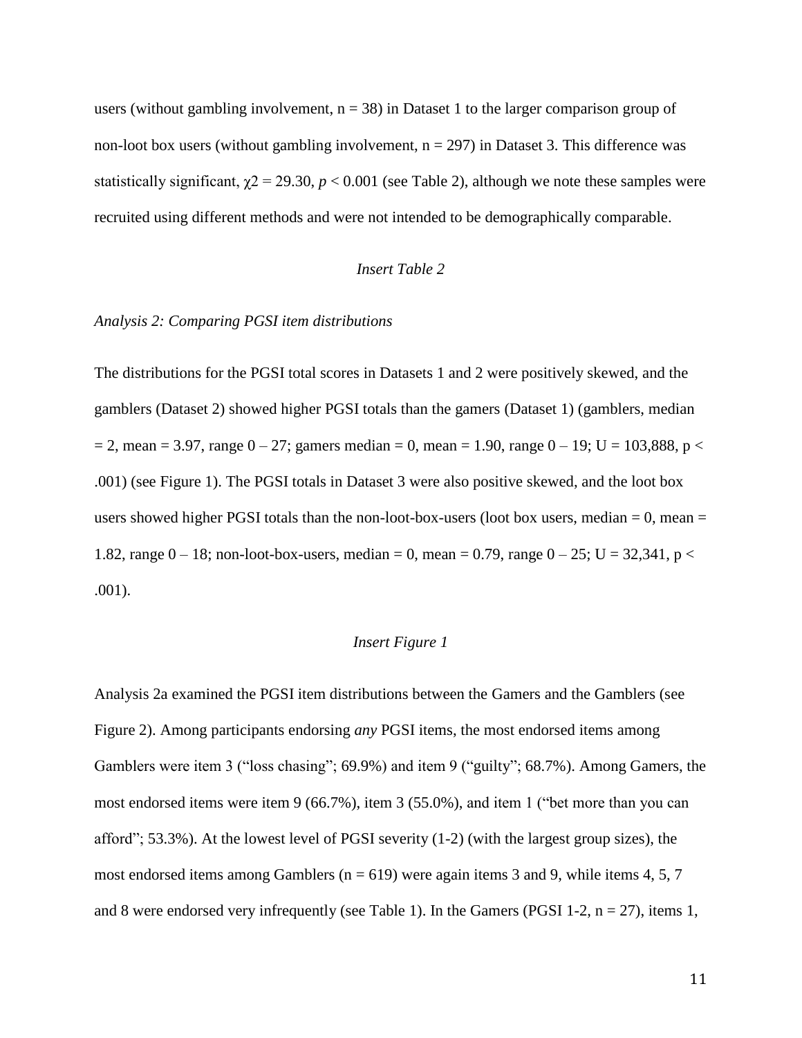users (without gambling involvement, $n = 38$) in Dataset 1 to the larger comparison group of non-loot box users (without gambling involvement, $n = 297$) in Dataset 3. This difference was statistically significant, $\chi2 = 29.30$, $p < 0.001$ (see Table 2), although we note these samples were recruited using different methods and were not intended to be demographically comparable.

*Insert Table 2*

*Analysis 2: Comparing PGSI item distributions*

The distributions for the PGSI total scores in Datasets 1 and 2 were positively skewed, and the gamblers (Dataset 2) showed higher PGSI totals than the gamers (Dataset 1) (gamblers, median = 2, mean = 3.97, range 0 – 27; gamers median = 0, mean = 1.90, range 0 – 19; $U = 103,888$, $p < .001$) (see Figure 1). The PGSI totals in Dataset 3 were also positive skewed, and the loot box users showed higher PGSI totals than the non-loot-box-users (loot box users, median = 0, mean = 1.82, range 0 – 18; non-loot-box-users, median = 0, mean = 0.79, range 0 – 25; $U = 32,341$, $p < .001$).

*Insert Figure 1*

Analysis 2a examined the PGSI item distributions between the Gamers and the Gamblers (see Figure 2). Among participants endorsing *any* PGSI items, the most endorsed items among Gamblers were item 3 ("loss chasing"; 69.9%) and item 9 ("guilty"; 68.7%). Among Gamers, the most endorsed items were item 9 (66.7%), item 3 (55.0%), and item 1 ("bet more than you can afford"; 53.3%). At the lowest level of PGSI severity (1-2) (with the largest group sizes), the most endorsed items among Gamblers ($n = 619$) were again items 3 and 9, while items 4, 5, 7 and 8 were endorsed very infrequently (see Table 1). In the Gamers (PGSI 1-2, $n = 27$), items 1,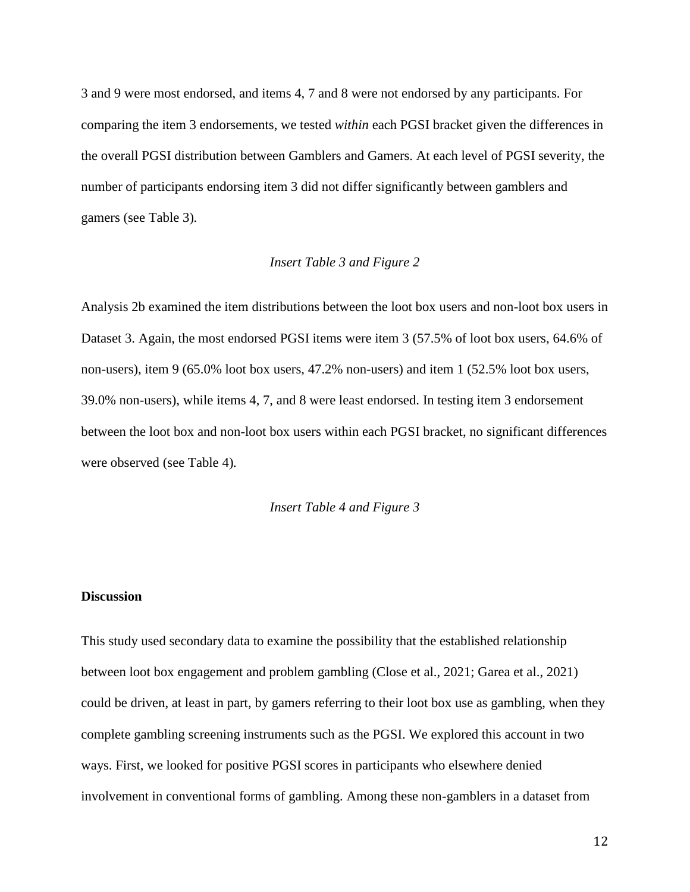3 and 9 were most endorsed, and items 4, 7 and 8 were not endorsed by any participants. For comparing the item 3 endorsements, we tested *within* each PGSI bracket given the differences in the overall PGSI distribution between Gamblers and Gamers. At each level of PGSI severity, the number of participants endorsing item 3 did not differ significantly between gamblers and gamers (see Table 3).

*Insert Table 3 and Figure 2*

Analysis 2b examined the item distributions between the loot box users and non-loot box users in Dataset 3. Again, the most endorsed PGSI items were item 3 (57.5% of loot box users, 64.6% of non-users), item 9 (65.0% loot box users, 47.2% non-users) and item 1 (52.5% loot box users, 39.0% non-users), while items 4, 7, and 8 were least endorsed. In testing item 3 endorsement between the loot box and non-loot box users within each PGSI bracket, no significant differences were observed (see Table 4).

*Insert Table 4 and Figure 3*

## Discussion

This study used secondary data to examine the possibility that the established relationship between loot box engagement and problem gambling (Close et al., 2021; Garea et al., 2021) could be driven, at least in part, by gamers referring to their loot box use as gambling, when they complete gambling screening instruments such as the PGSI. We explored this account in two ways. First, we looked for positive PGSI scores in participants who elsewhere denied involvement in conventional forms of gambling. Among these non-gamblers in a dataset from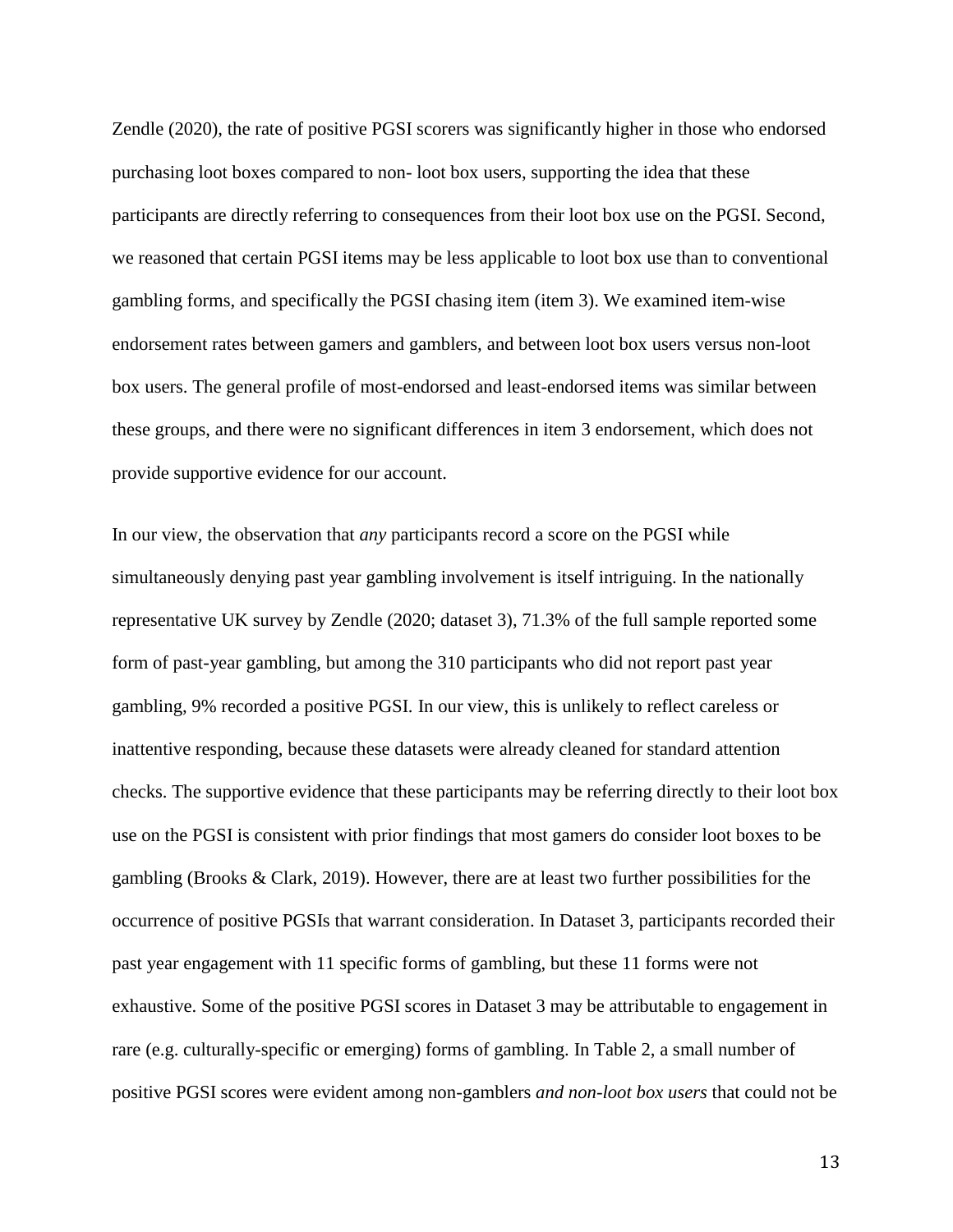Zendle (2020), the rate of positive PGSI scorers was significantly higher in those who endorsed purchasing loot boxes compared to non- loot box users, supporting the idea that these participants are directly referring to consequences from their loot box use on the PGSI. Second, we reasoned that certain PGSI items may be less applicable to loot box use than to conventional gambling forms, and specifically the PGSI chasing item (item 3). We examined item-wise endorsement rates between gamers and gamblers, and between loot box users versus non-loot box users. The general profile of most-endorsed and least-endorsed items was similar between these groups, and there were no significant differences in item 3 endorsement, which does not provide supportive evidence for our account.

In our view, the observation that *any* participants record a score on the PGSI while simultaneously denying past year gambling involvement is itself intriguing. In the nationally representative UK survey by Zendle (2020; dataset 3), 71.3% of the full sample reported some form of past-year gambling, but among the 310 participants who did not report past year gambling, 9% recorded a positive PGSI. In our view, this is unlikely to reflect careless or inattentive responding, because these datasets were already cleaned for standard attention checks. The supportive evidence that these participants may be referring directly to their loot box use on the PGSI is consistent with prior findings that most gamers do consider loot boxes to be gambling (Brooks & Clark, 2019). However, there are at least two further possibilities for the occurrence of positive PGSIs that warrant consideration. In Dataset 3, participants recorded their past year engagement with 11 specific forms of gambling, but these 11 forms were not exhaustive. Some of the positive PGSI scores in Dataset 3 may be attributable to engagement in rare (e.g. culturally-specific or emerging) forms of gambling. In Table 2, a small number of positive PGSI scores were evident among non-gamblers *and non-loot box users* that could not be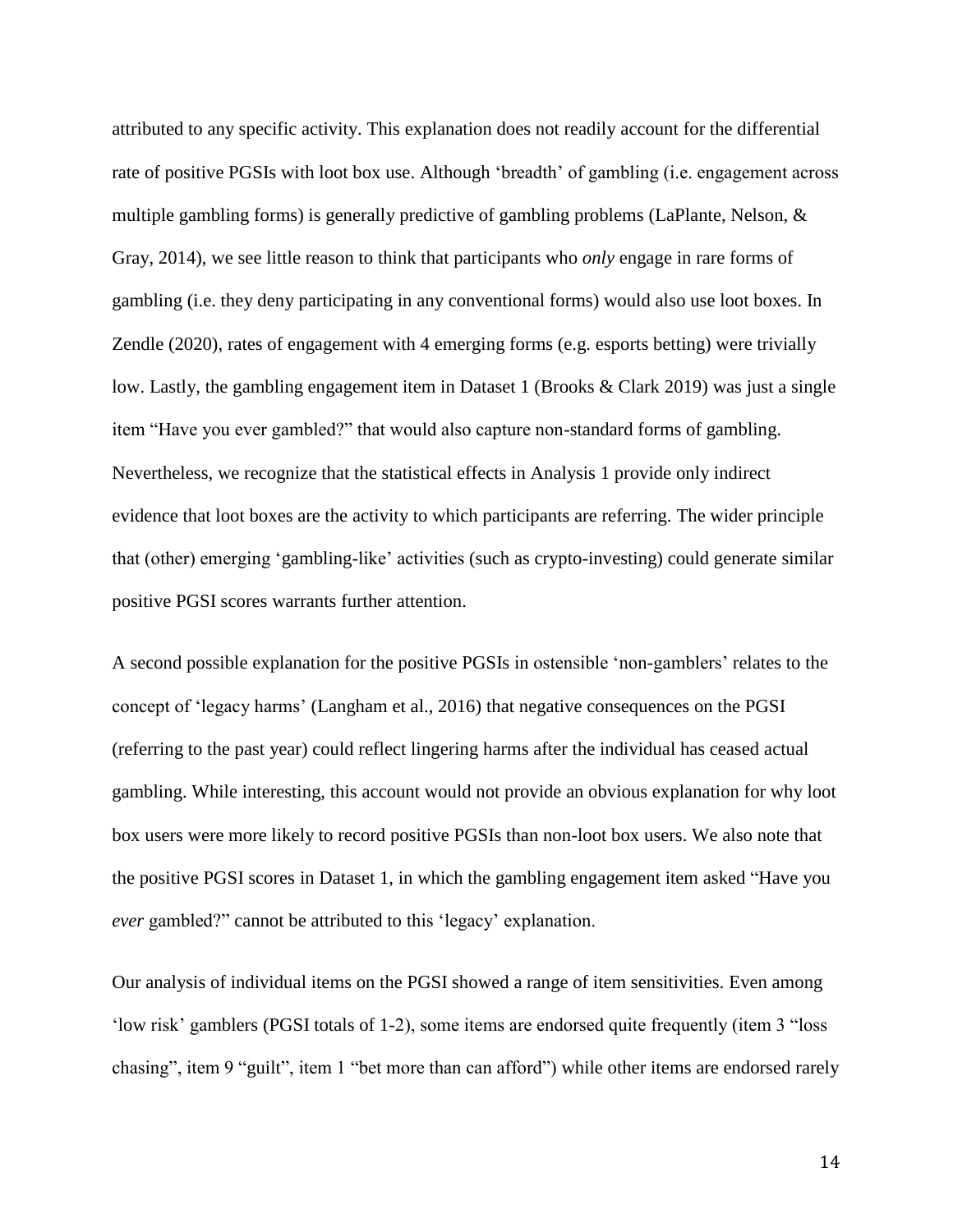attributed to any specific activity. This explanation does not readily account for the differential rate of positive PGSIs with loot box use. Although 'breadth' of gambling (i.e. engagement across multiple gambling forms) is generally predictive of gambling problems (LaPlante, Nelson, & Gray, 2014), we see little reason to think that participants who *only* engage in rare forms of gambling (i.e. they deny participating in any conventional forms) would also use loot boxes. In Zendle (2020), rates of engagement with 4 emerging forms (e.g. esports betting) were trivially low. Lastly, the gambling engagement item in Dataset 1 (Brooks & Clark 2019) was just a single item "Have you ever gambled?" that would also capture non-standard forms of gambling. Nevertheless, we recognize that the statistical effects in Analysis 1 provide only indirect evidence that loot boxes are the activity to which participants are referring. The wider principle that (other) emerging 'gambling-like' activities (such as crypto-investing) could generate similar positive PGSI scores warrants further attention.

A second possible explanation for the positive PGSIs in ostensible 'non-gamblers' relates to the concept of 'legacy harms' (Langham et al., 2016) that negative consequences on the PGSI (referring to the past year) could reflect lingering harms after the individual has ceased actual gambling. While interesting, this account would not provide an obvious explanation for why loot box users were more likely to record positive PGSIs than non-loot box users. We also note that the positive PGSI scores in Dataset 1, in which the gambling engagement item asked "Have you *ever* gambled?" cannot be attributed to this 'legacy' explanation.

Our analysis of individual items on the PGSI showed a range of item sensitivities. Even among 'low risk' gamblers (PGSI totals of 1-2), some items are endorsed quite frequently (item 3 "loss chasing", item 9 "guilt", item 1 "bet more than can afford") while other items are endorsed rarely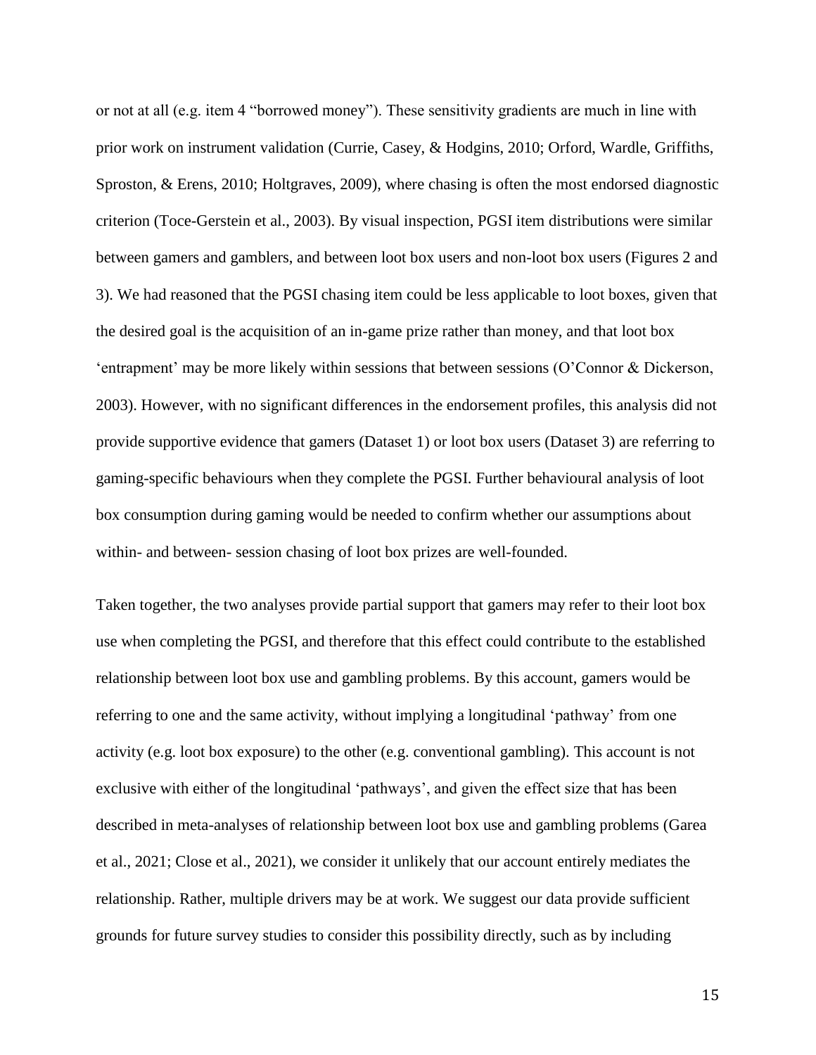or not at all (e.g. item 4 "borrowed money"). These sensitivity gradients are much in line with prior work on instrument validation (Currie, Casey, & Hodgins, 2010; Orford, Wardle, Griffiths, Sproston, & Erens, 2010; Holtgraves, 2009), where chasing is often the most endorsed diagnostic criterion (Toce-Gerstein et al., 2003). By visual inspection, PGSI item distributions were similar between gamers and gamblers, and between loot box users and non-loot box users (Figures 2 and 3). We had reasoned that the PGSI chasing item could be less applicable to loot boxes, given that the desired goal is the acquisition of an in-game prize rather than money, and that loot box 'entrapment' may be more likely within sessions that between sessions (O'Connor & Dickerson, 2003). However, with no significant differences in the endorsement profiles, this analysis did not provide supportive evidence that gamers (Dataset 1) or loot box users (Dataset 3) are referring to gaming-specific behaviours when they complete the PGSI. Further behavioural analysis of loot box consumption during gaming would be needed to confirm whether our assumptions about within- and between- session chasing of loot box prizes are well-founded.

Taken together, the two analyses provide partial support that gamers may refer to their loot box use when completing the PGSI, and therefore that this effect could contribute to the established relationship between loot box use and gambling problems. By this account, gamers would be referring to one and the same activity, without implying a longitudinal 'pathway' from one activity (e.g. loot box exposure) to the other (e.g. conventional gambling). This account is not exclusive with either of the longitudinal 'pathways', and given the effect size that has been described in meta-analyses of relationship between loot box use and gambling problems (Garea et al., 2021; Close et al., 2021), we consider it unlikely that our account entirely mediates the relationship. Rather, multiple drivers may be at work. We suggest our data provide sufficient grounds for future survey studies to consider this possibility directly, such as by including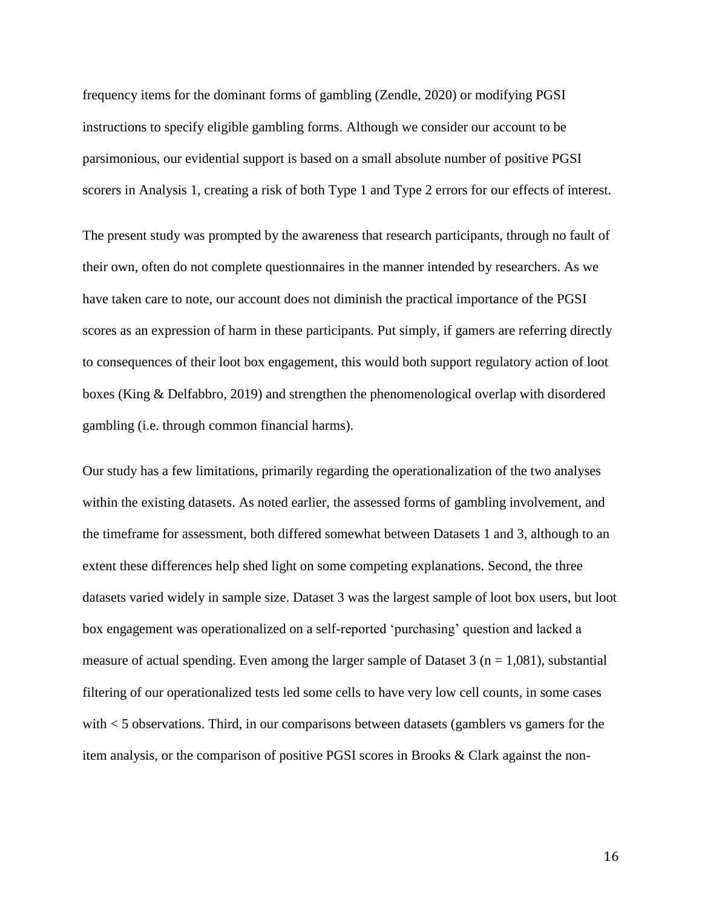frequency items for the dominant forms of gambling (Zendle, 2020) or modifying PGSI instructions to specify eligible gambling forms. Although we consider our account to be parsimonious, our evidential support is based on a small absolute number of positive PGSI scorers in Analysis 1, creating a risk of both Type 1 and Type 2 errors for our effects of interest.

The present study was prompted by the awareness that research participants, through no fault of their own, often do not complete questionnaires in the manner intended by researchers. As we have taken care to note, our account does not diminish the practical importance of the PGSI scores as an expression of harm in these participants. Put simply, if gamers are referring directly to consequences of their loot box engagement, this would both support regulatory action of loot boxes (King & Delfabbro, 2019) and strengthen the phenomenological overlap with disordered gambling (i.e. through common financial harms).

Our study has a few limitations, primarily regarding the operationalization of the two analyses within the existing datasets. As noted earlier, the assessed forms of gambling involvement, and the timeframe for assessment, both differed somewhat between Datasets 1 and 3, although to an extent these differences help shed light on some competing explanations. Second, the three datasets varied widely in sample size. Dataset 3 was the largest sample of loot box users, but loot box engagement was operationalized on a self-reported 'purchasing' question and lacked a measure of actual spending. Even among the larger sample of Dataset 3 ($n = 1,081$), substantial filtering of our operationalized tests led some cells to have very low cell counts, in some cases with < 5 observations. Third, in our comparisons between datasets (gamblers vs gamers for the item analysis, or the comparison of positive PGSI scores in Brooks & Clark against the non-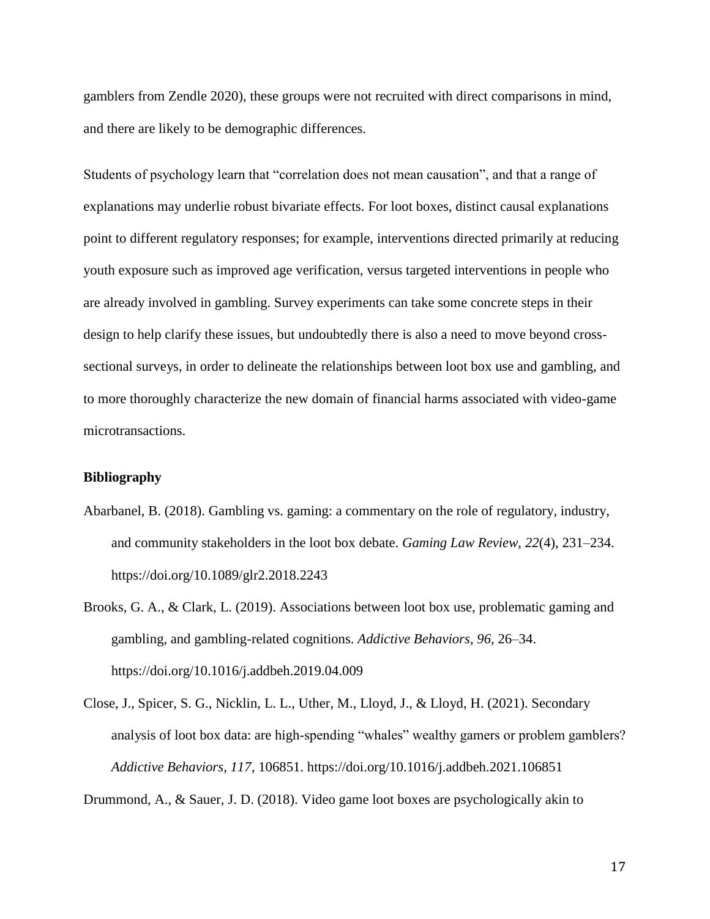gamblers from Zendle 2020), these groups were not recruited with direct comparisons in mind, and there are likely to be demographic differences.

Students of psychology learn that "correlation does not mean causation", and that a range of explanations may underlie robust bivariate effects. For loot boxes, distinct causal explanations point to different regulatory responses; for example, interventions directed primarily at reducing youth exposure such as improved age verification, versus targeted interventions in people who are already involved in gambling. Survey experiments can take some concrete steps in their design to help clarify these issues, but undoubtedly there is also a need to move beyond cross-sectional surveys, in order to delineate the relationships between loot box use and gambling, and to more thoroughly characterize the new domain of financial harms associated with video-game microtransactions.

**Bibliography**

Abarbanel, B. (2018). Gambling vs. gaming: a commentary on the role of regulatory, industry, and community stakeholders in the loot box debate. *Gaming Law Review*, *22*(4), 231–234. https://doi.org/10.1089/glr2.2018.2243

Brooks, G. A., & Clark, L. (2019). Associations between loot box use, problematic gaming and gambling, and gambling-related cognitions. *Addictive Behaviors*, *96*, 26–34. https://doi.org/10.1016/j.addbeh.2019.04.009

Close, J., Spicer, S. G., Nicklin, L. L., Uther, M., Lloyd, J., & Lloyd, H. (2021). Secondary analysis of loot box data: are high-spending "whales" wealthy gamers or problem gamblers? *Addictive Behaviors*, *117*, 106851. https://doi.org/10.1016/j.addbeh.2021.106851

Drummond, A., & Sauer, J. D. (2018). Video game loot boxes are psychologically akin to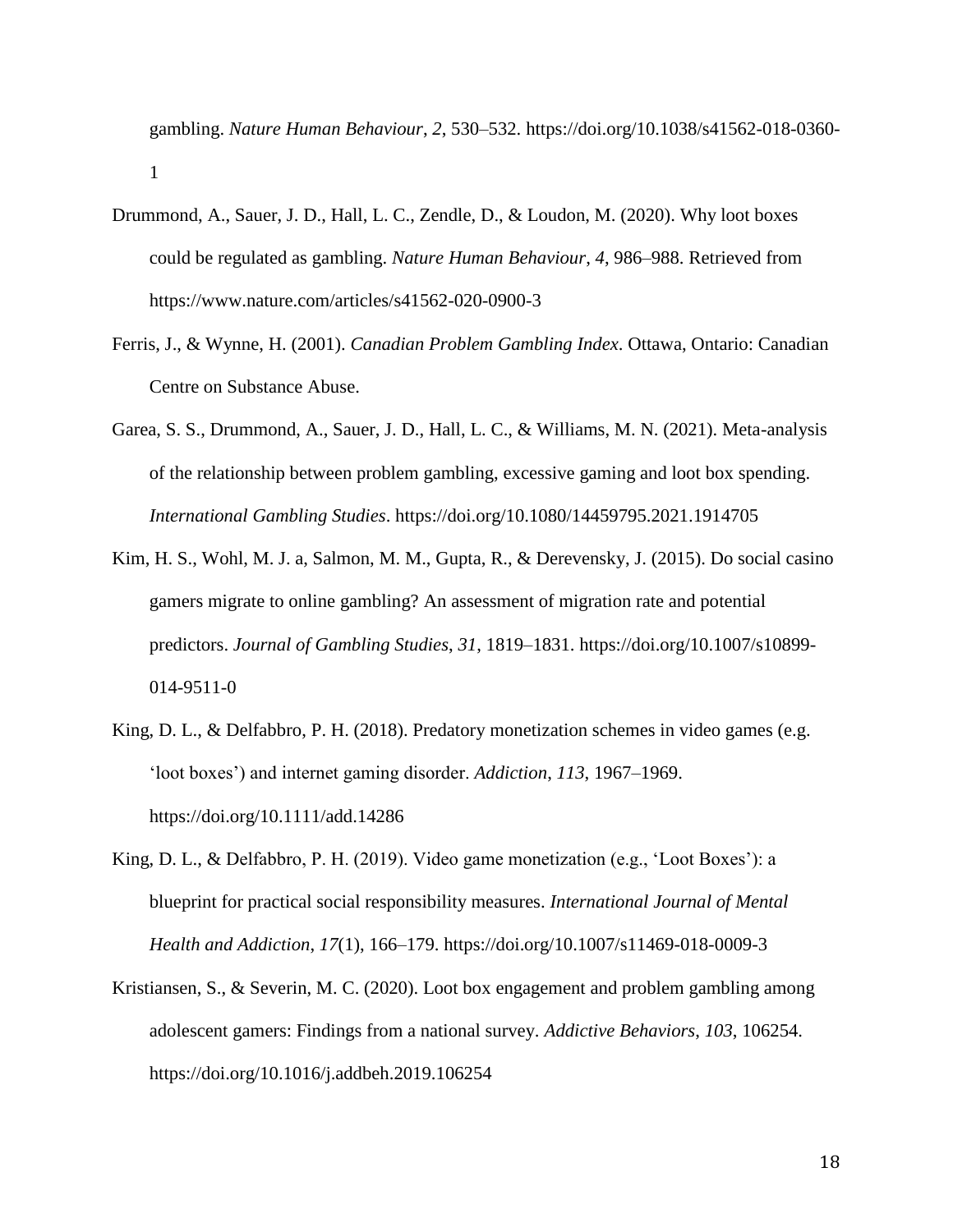gambling. *Nature Human Behaviour*, *2*, 530–532. https://doi.org/10.1038/s41562-018-0360-1

Drummond, A., Sauer, J. D., Hall, L. C., Zendle, D., & Loudon, M. (2020). Why loot boxes could be regulated as gambling. *Nature Human Behaviour*, *4*, 986–988. Retrieved from https://www.nature.com/articles/s41562-020-0900-3

Ferris, J., & Wynne, H. (2001). *Canadian Problem Gambling Index*. Ottawa, Ontario: Canadian Centre on Substance Abuse.

Garea, S. S., Drummond, A., Sauer, J. D., Hall, L. C., & Williams, M. N. (2021). Meta-analysis of the relationship between problem gambling, excessive gaming and loot box spending. *International Gambling Studies*. https://doi.org/10.1080/14459795.2021.1914705

Kim, H. S., Wohl, M. J. a, Salmon, M. M., Gupta, R., & Derevensky, J. (2015). Do social casino gamers migrate to online gambling? An assessment of migration rate and potential predictors. *Journal of Gambling Studies*, *31*, 1819–1831. https://doi.org/10.1007/s10899-014-9511-0

King, D. L., & Delfabbro, P. H. (2018). Predatory monetization schemes in video games (e.g. 'loot boxes') and internet gaming disorder. *Addiction*, *113*, 1967–1969. https://doi.org/10.1111/add.14286

King, D. L., & Delfabbro, P. H. (2019). Video game monetization (e.g., 'Loot Boxes'): a blueprint for practical social responsibility measures. *International Journal of Mental Health and Addiction*, *17*(1), 166–179. https://doi.org/10.1007/s11469-018-0009-3

Kristiansen, S., & Severin, M. C. (2020). Loot box engagement and problem gambling among adolescent gamers: Findings from a national survey. *Addictive Behaviors*, *103*, 106254. https://doi.org/10.1016/j.addbeh.2019.106254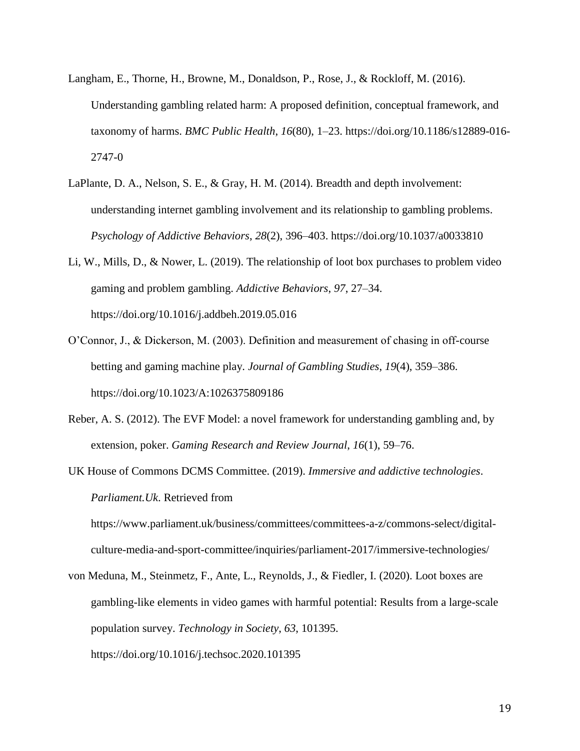Langham, E., Thorne, H., Browne, M., Donaldson, P., Rose, J., & Rockloff, M. (2016). Understanding gambling related harm: A proposed definition, conceptual framework, and taxonomy of harms. *BMC Public Health*, *16*(80), 1–23. https://doi.org/10.1186/s12889-016-2747-0

LaPlante, D. A., Nelson, S. E., & Gray, H. M. (2014). Breadth and depth involvement: understanding internet gambling involvement and its relationship to gambling problems. *Psychology of Addictive Behaviors*, *28*(2), 396–403. https://doi.org/10.1037/a0033810

Li, W., Mills, D., & Nower, L. (2019). The relationship of loot box purchases to problem video gaming and problem gambling. *Addictive Behaviors*, *97*, 27–34. https://doi.org/10.1016/j.addbeh.2019.05.016

O'Connor, J., & Dickerson, M. (2003). Definition and measurement of chasing in off-course betting and gaming machine play. *Journal of Gambling Studies*, *19*(4), 359–386. https://doi.org/10.1023/A:1026375809186

Reber, A. S. (2012). The EVF Model: a novel framework for understanding gambling and, by extension, poker. *Gaming Research and Review Journal*, *16*(1), 59–76.

UK House of Commons DCMS Committee. (2019). *Immersive and addictive technologies*. *Parliament.Uk*. Retrieved from https://www.parliament.uk/business/committees/committees-a-z/commons-select/digital-culture-media-and-sport-committee/inquiries/parliament-2017/immersive-technologies/

von Meduna, M., Steinmetz, F., Ante, L., Reynolds, J., & Fiedler, I. (2020). Loot boxes are gambling-like elements in video games with harmful potential: Results from a large-scale population survey. *Technology in Society*, *63*, 101395. https://doi.org/10.1016/j.techsoc.2020.101395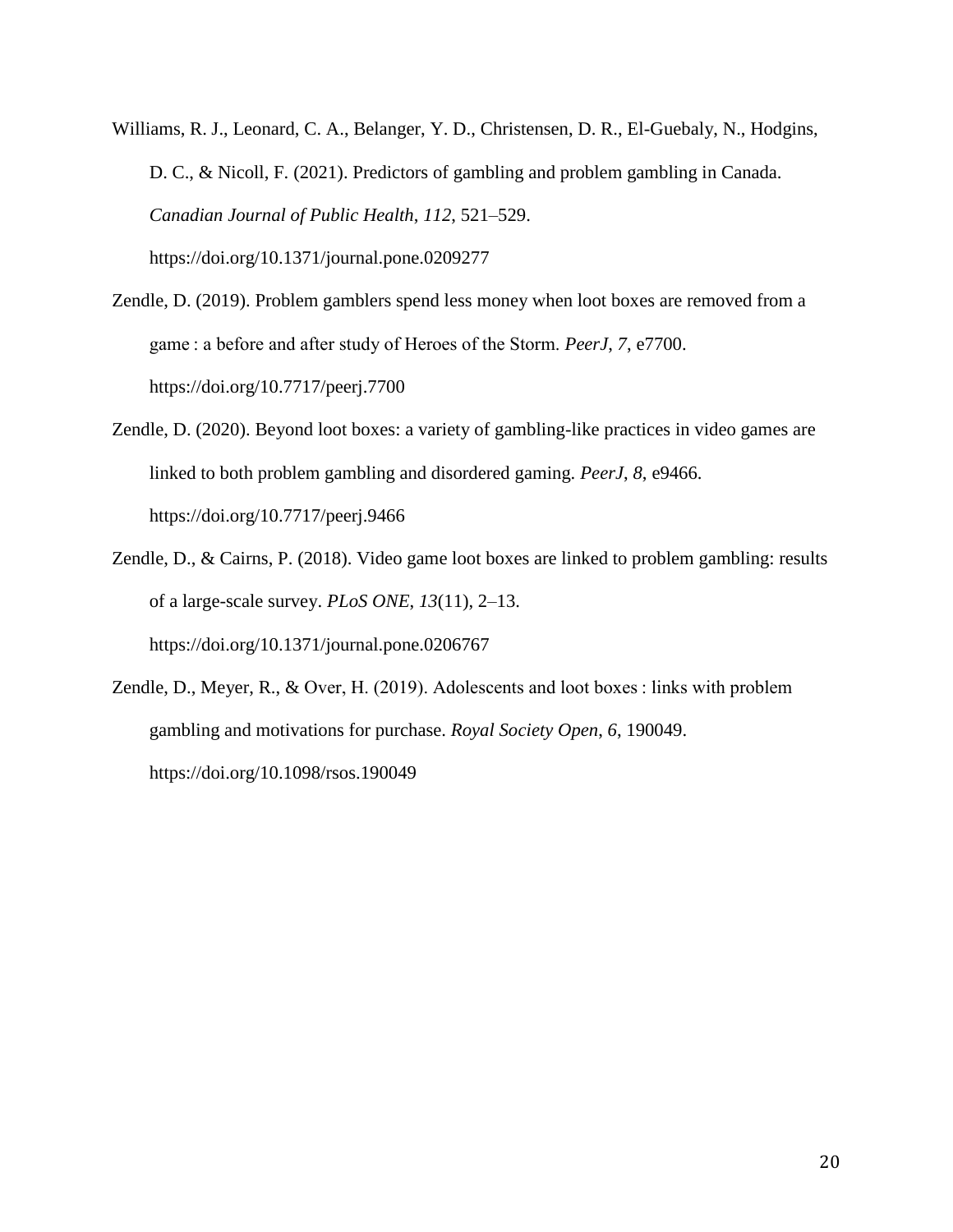Williams, R. J., Leonard, C. A., Belanger, Y. D., Christensen, D. R., El-Guebaly, N., Hodgins, D. C., & Nicoll, F. (2021). Predictors of gambling and problem gambling in Canada. *Canadian Journal of Public Health*, *112*, 521–529. https://doi.org/10.1371/journal.pone.0209277

Zendle, D. (2019). Problem gamblers spend less money when loot boxes are removed from a game : a before and after study of Heroes of the Storm. *PeerJ*, *7*, e7700. https://doi.org/10.7717/peerj.7700

Zendle, D. (2020). Beyond loot boxes: a variety of gambling-like practices in video games are linked to both problem gambling and disordered gaming. *PeerJ*, *8*, e9466. https://doi.org/10.7717/peerj.9466

Zendle, D., & Cairns, P. (2018). Video game loot boxes are linked to problem gambling: results of a large-scale survey. *PLoS ONE*, *13*(11), 2–13. https://doi.org/10.1371/journal.pone.0206767

Zendle, D., Meyer, R., & Over, H. (2019). Adolescents and loot boxes : links with problem gambling and motivations for purchase. *Royal Society Open*, *6*, 190049. https://doi.org/10.1098/rsos.190049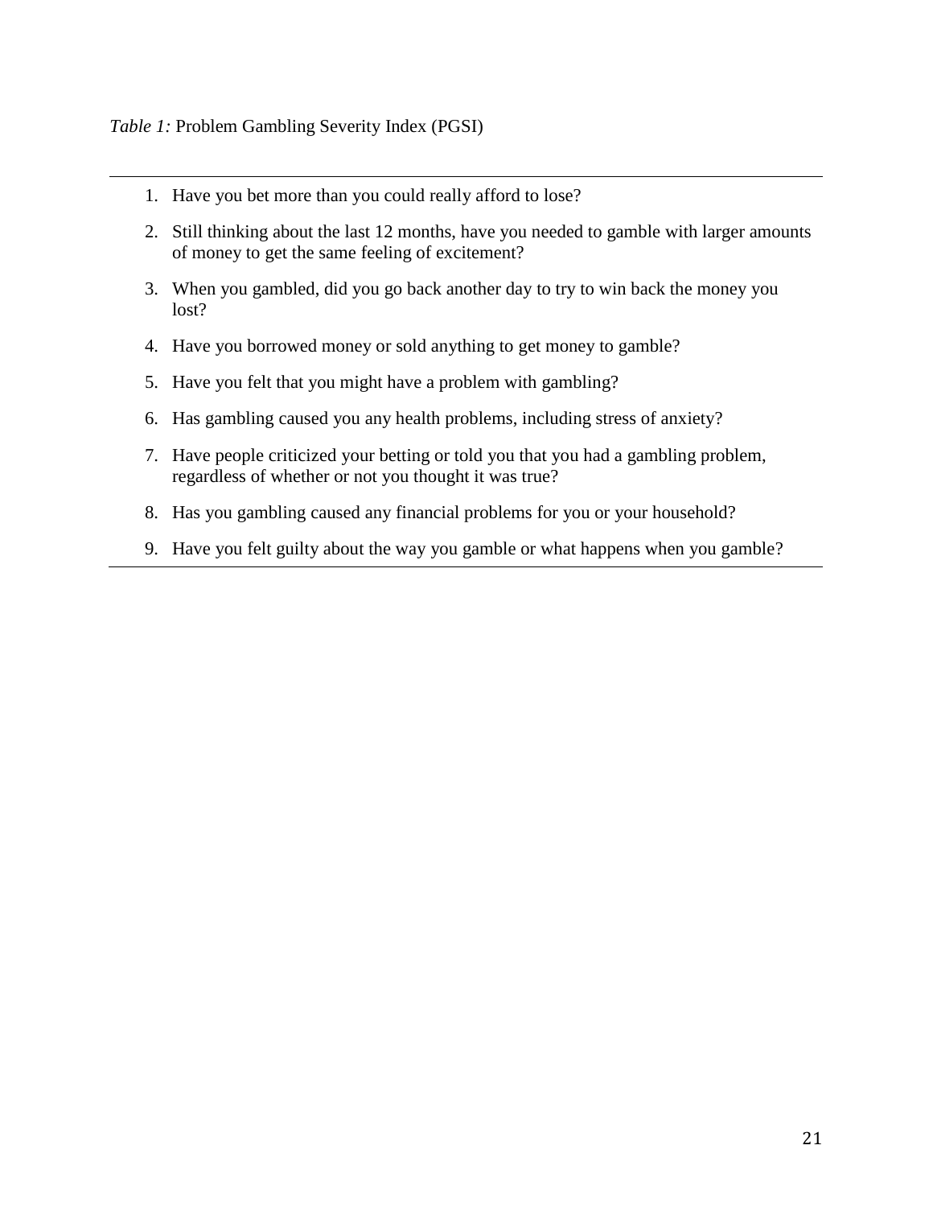*Table 1:* Problem Gambling Severity Index (PGSI)

1. Have you bet more than you could really afford to lose?
2. Still thinking about the last 12 months, have you needed to gamble with larger amounts of money to get the same feeling of excitement?
3. When you gambled, did you go back another day to try to win back the money you lost?
4. Have you borrowed money or sold anything to get money to gamble?
5. Have you felt that you might have a problem with gambling?
6. Has gambling caused you any health problems, including stress of anxiety?
7. Have people criticized your betting or told you that you had a gambling problem, regardless of whether or not you thought it was true?
8. Has you gambling caused any financial problems for you or your household?
9. Have you felt guilty about the way you gamble or what happens when you gamble?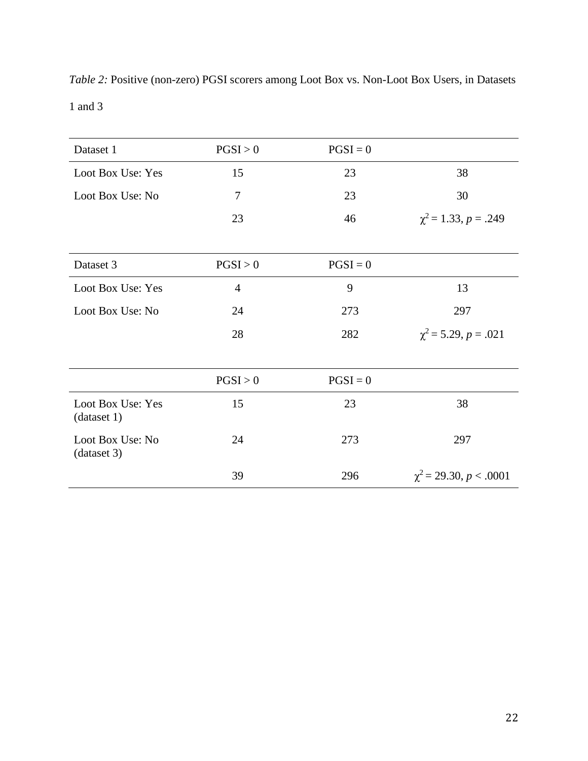*Table 2:* Positive (non-zero) PGSI scorers among Loot Box vs. Non-Loot Box Users, in Datasets 1 and 3

| Dataset 1 | PGSI > 0 | PGSI = 0 | |
|---|---|---|---|
| Loot Box Use: Yes | 15 | 23 | 38 |
| Loot Box Use: No | 7 | 23 | 30 |
| | 23 | 46 | $\chi^2 = 1.33$, $p = .249$ |

| Dataset 3 | PGSI > 0 | PGSI = 0 | |
|---|---|---|---|
| Loot Box Use: Yes | 4 | 9 | 13 |
| Loot Box Use: No | 24 | 273 | 297 |
| | 28 | 282 | $\chi^2 = 5.29$, $p = .021$ |

| | PGSI > 0 | PGSI = 0 | |
|---|---|---|---|
| Loot Box Use: Yes (dataset 1) | 15 | 23 | 38 |
| Loot Box Use: No (dataset 3) | 24 | 273 | 297 |
| | 39 | 296 | $\chi^2 = 29.30$, $p < .0001$ |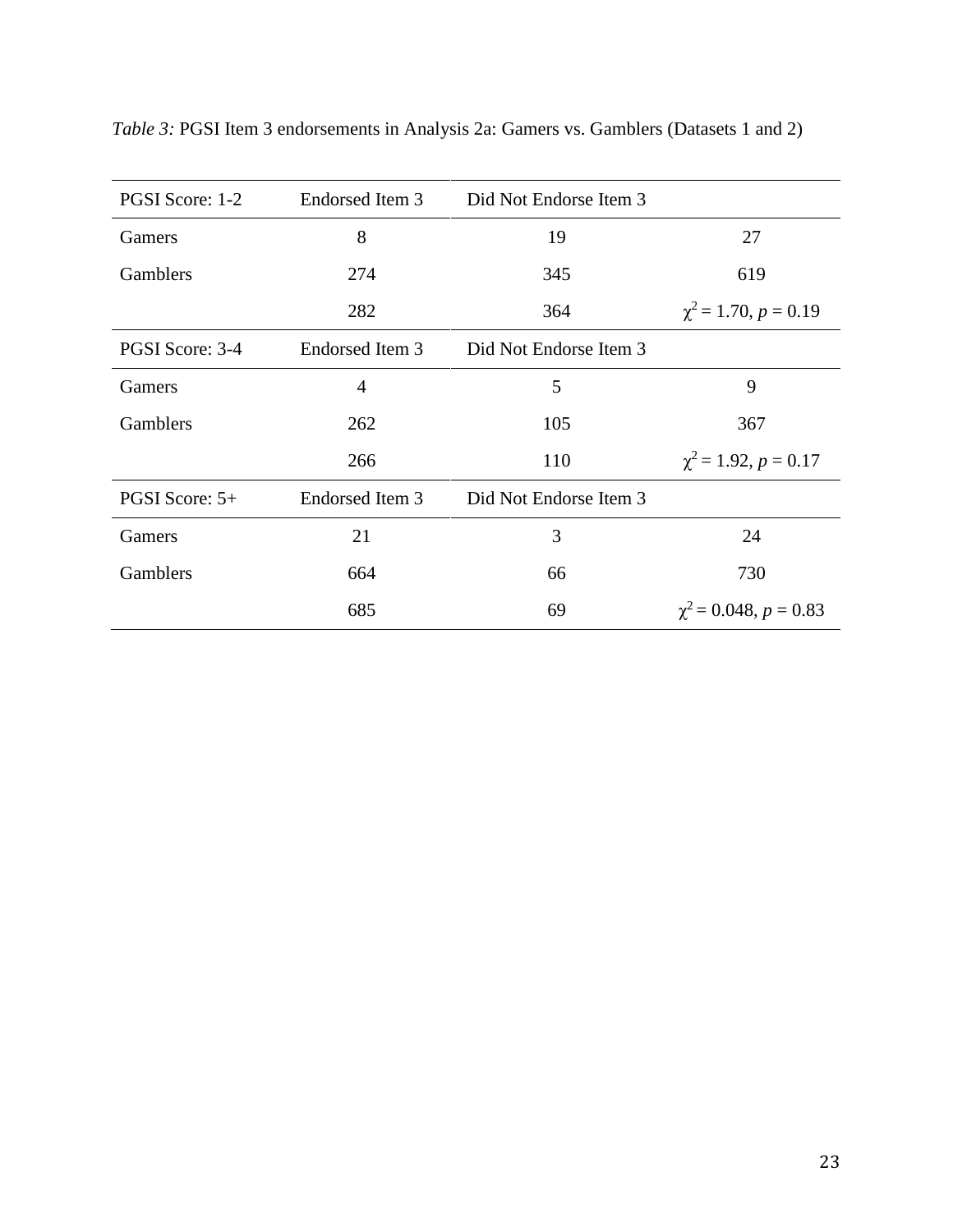*Table 3:* PGSI Item 3 endorsements in Analysis 2a: Gamers vs. Gamblers (Datasets 1 and 2)

| PGSI Score: 1-2 | Endorsed Item 3 | Did Not Endorse Item 3 | |
|---|---|---|---|
| Gamers | 8 | 19 | 27 |
| Gamblers | 274 | 345 | 619 |
| | 282 | 364 | $\chi^2$ = 1.70, *p* = 0.19 |
| **PGSI Score: 3-4** | **Endorsed Item 3** | **Did Not Endorse Item 3** | |
| Gamers | 4 | 5 | 9 |
| Gamblers | 262 | 105 | 367 |
| | 266 | 110 | $\chi^2$ = 1.92, *p* = 0.17 |
| **PGSI Score: 5+** | **Endorsed Item 3** | **Did Not Endorse Item 3** | |
| Gamers | 21 | 3 | 24 |
| Gamblers | 664 | 66 | 730 |
| | 685 | 69 | $\chi^2$ = 0.048, *p* = 0.83 |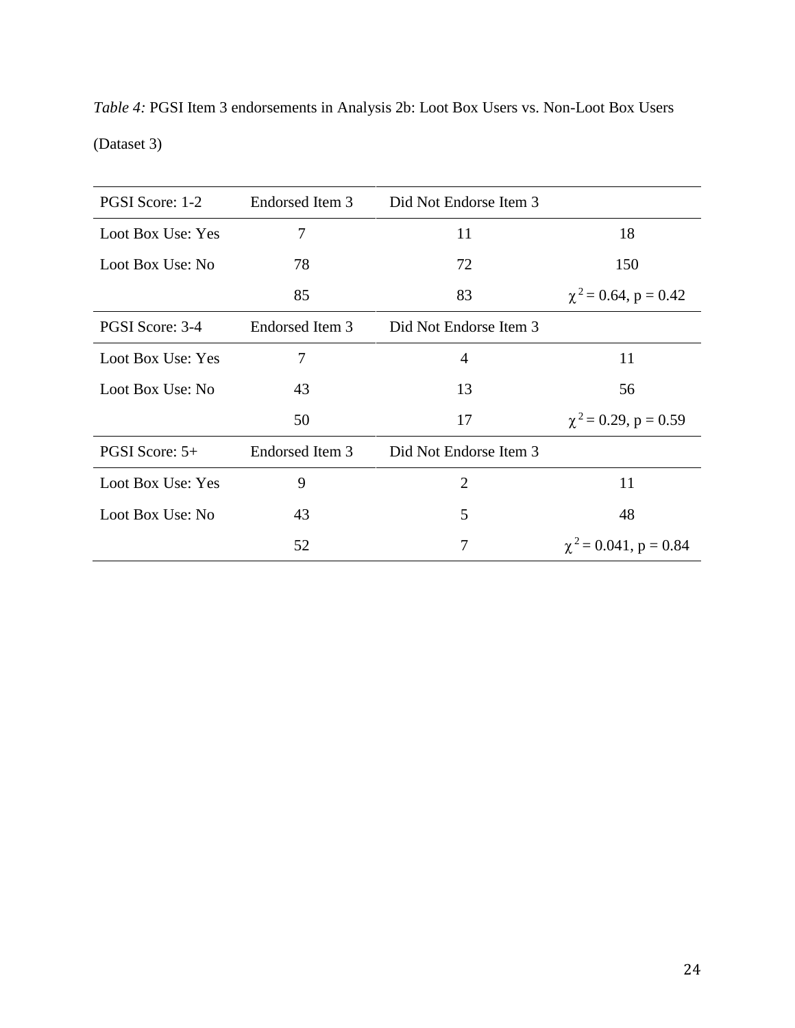*Table 4:* PGSI Item 3 endorsements in Analysis 2b: Loot Box Users vs. Non-Loot Box Users (Dataset 3)

| PGSI Score: 1-2 | Endorsed Item 3 | Did Not Endorse Item 3 | |
|---|---|---|---|
| Loot Box Use: Yes | 7 | 11 | 18 |
| Loot Box Use: No | 78 | 72 | 150 |
| | 85 | 83 | $\chi^2 = 0.64$, $p = 0.42$ |
| **PGSI Score: 3-4** | **Endorsed Item 3** | **Did Not Endorse Item 3** | |
| Loot Box Use: Yes | 7 | 4 | 11 |
| Loot Box Use: No | 43 | 13 | 56 |
| | 50 | 17 | $\chi^2 = 0.29$, $p = 0.59$ |
| **PGSI Score: 5+** | **Endorsed Item 3** | **Did Not Endorse Item 3** | |
| Loot Box Use: Yes | 9 | 2 | 11 |
| Loot Box Use: No | 43 | 5 | 48 |
| | 52 | 7 | $\chi^2 = 0.041$, $p = 0.84$ |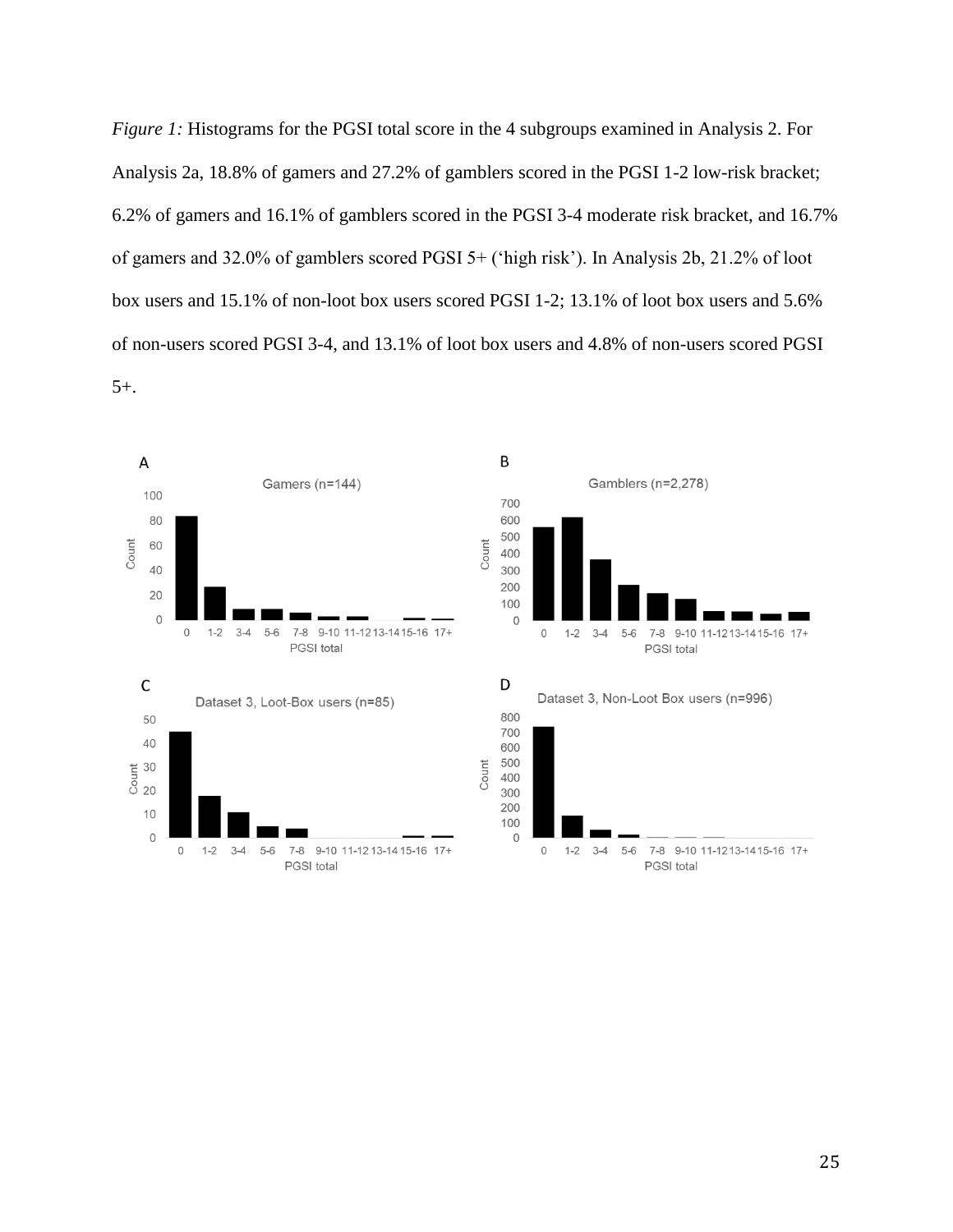*Figure 1:* Histograms for the PGSI total score in the 4 subgroups examined in Analysis 2. For Analysis 2a, 18.8% of gamers and 27.2% of gamblers scored in the PGSI 1-2 low-risk bracket; 6.2% of gamers and 16.1% of gamblers scored in the PGSI 3-4 moderate risk bracket, and 16.7% of gamers and 32.0% of gamblers scored PGSI 5+ ('high risk'). In Analysis 2b, 21.2% of loot box users and 15.1% of non-loot box users scored PGSI 1-2; 13.1% of loot box users and 5.6% of non-users scored PGSI 3-4, and 13.1% of loot box users and 4.8% of non-users scored PGSI 5+.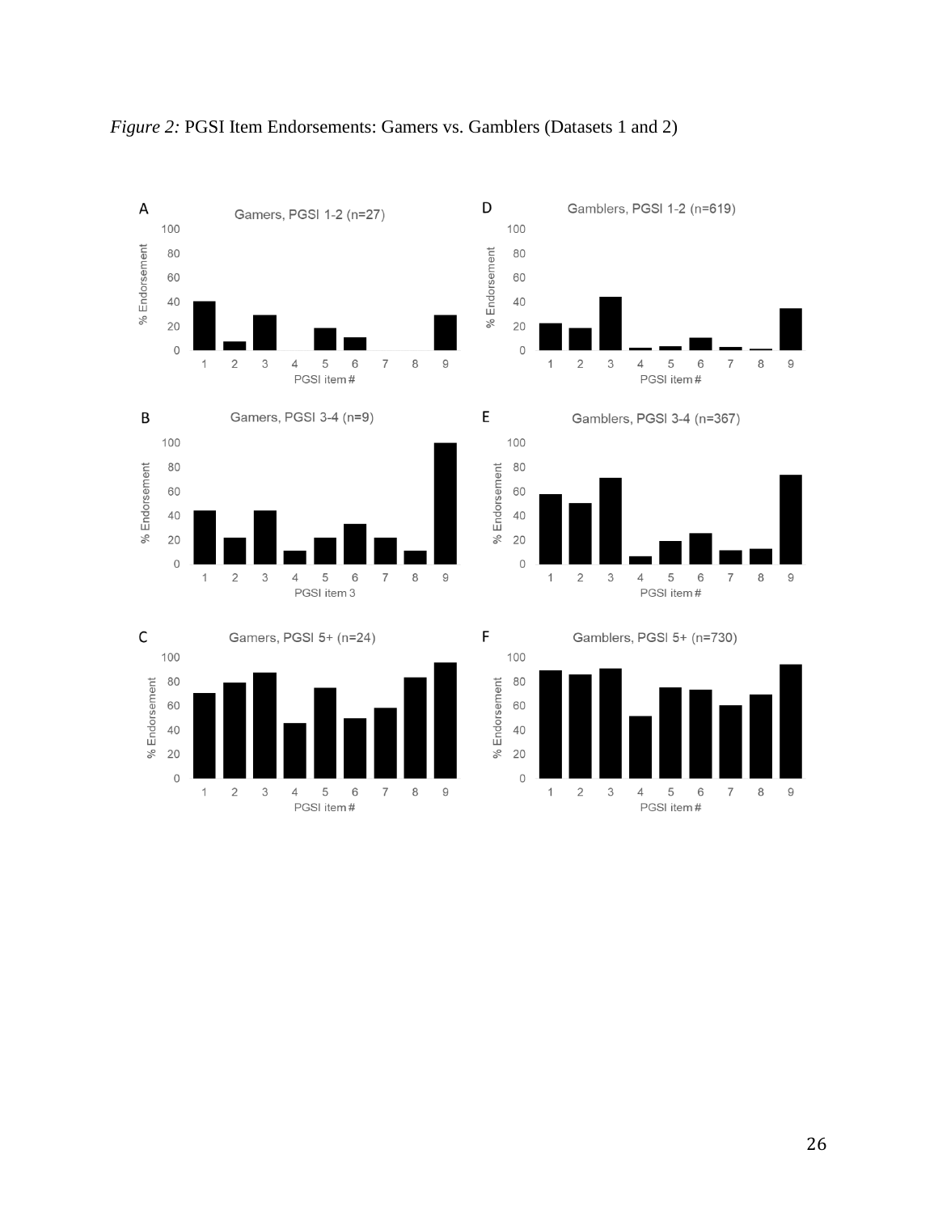*Figure 2:* PGSI Item Endorsements: Gamers vs. Gamblers (Datasets 1 and 2)

A — Gamers, PGSI 1-2 (n=27)

B — Gamers, PGSI 3-4 (n=9)

C — Gamers, PGSI 5+ (n=24)

D — Gamblers, PGSI 1-2 (n=619)

E — Gamblers, PGSI 3-4 (n=367)

F — Gamblers, PGSI 5+ (n=730)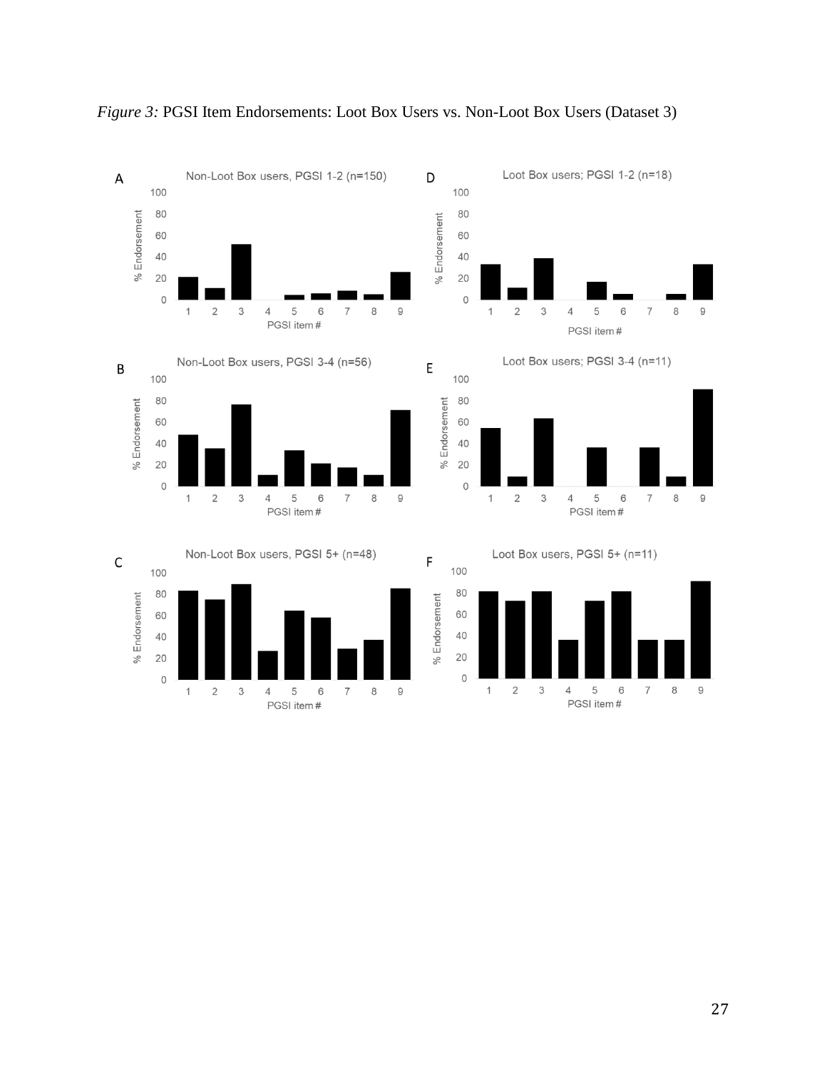*Figure 3:* PGSI Item Endorsements: Loot Box Users vs. Non-Loot Box Users (Dataset 3)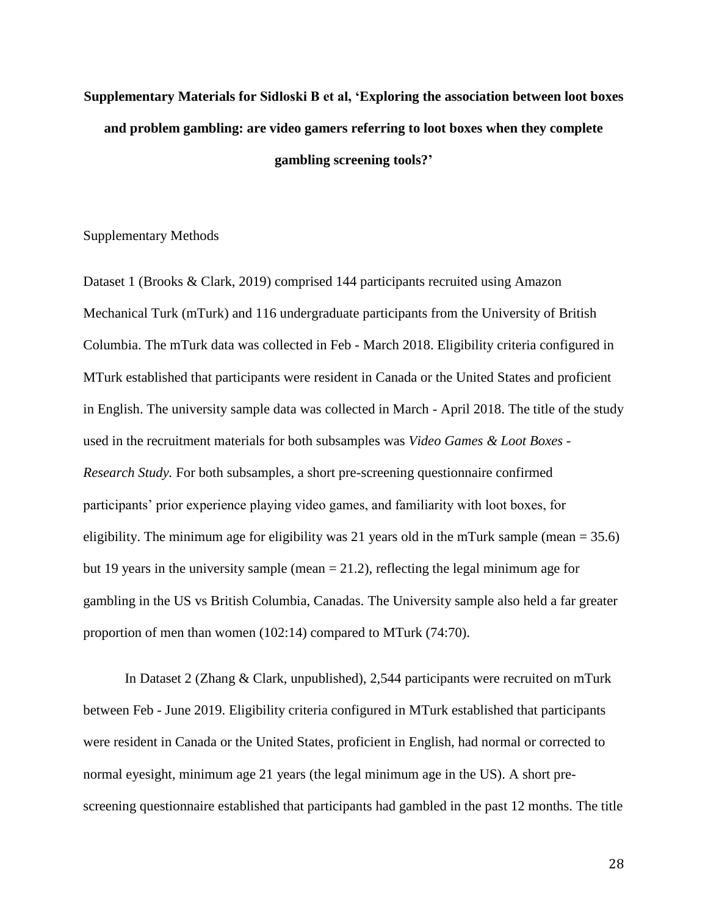**Supplementary Materials for Sidloski B et al, 'Exploring the association between loot boxes and problem gambling: are video gamers referring to loot boxes when they complete gambling screening tools?'**

Supplementary Methods

Dataset 1 (Brooks & Clark, 2019) comprised 144 participants recruited using Amazon Mechanical Turk (mTurk) and 116 undergraduate participants from the University of British Columbia. The mTurk data was collected in Feb - March 2018. Eligibility criteria configured in MTurk established that participants were resident in Canada or the United States and proficient in English. The university sample data was collected in March - April 2018. The title of the study used in the recruitment materials for both subsamples was *Video Games & Loot Boxes - Research Study.* For both subsamples, a short pre-screening questionnaire confirmed participants' prior experience playing video games, and familiarity with loot boxes, for eligibility. The minimum age for eligibility was 21 years old in the mTurk sample (mean = 35.6) but 19 years in the university sample (mean = 21.2), reflecting the legal minimum age for gambling in the US vs British Columbia, Canadas. The University sample also held a far greater proportion of men than women (102:14) compared to MTurk (74:70).

In Dataset 2 (Zhang & Clark, unpublished), 2,544 participants were recruited on mTurk between Feb - June 2019. Eligibility criteria configured in MTurk established that participants were resident in Canada or the United States, proficient in English, had normal or corrected to normal eyesight, minimum age 21 years (the legal minimum age in the US). A short pre-screening questionnaire established that participants had gambled in the past 12 months. The title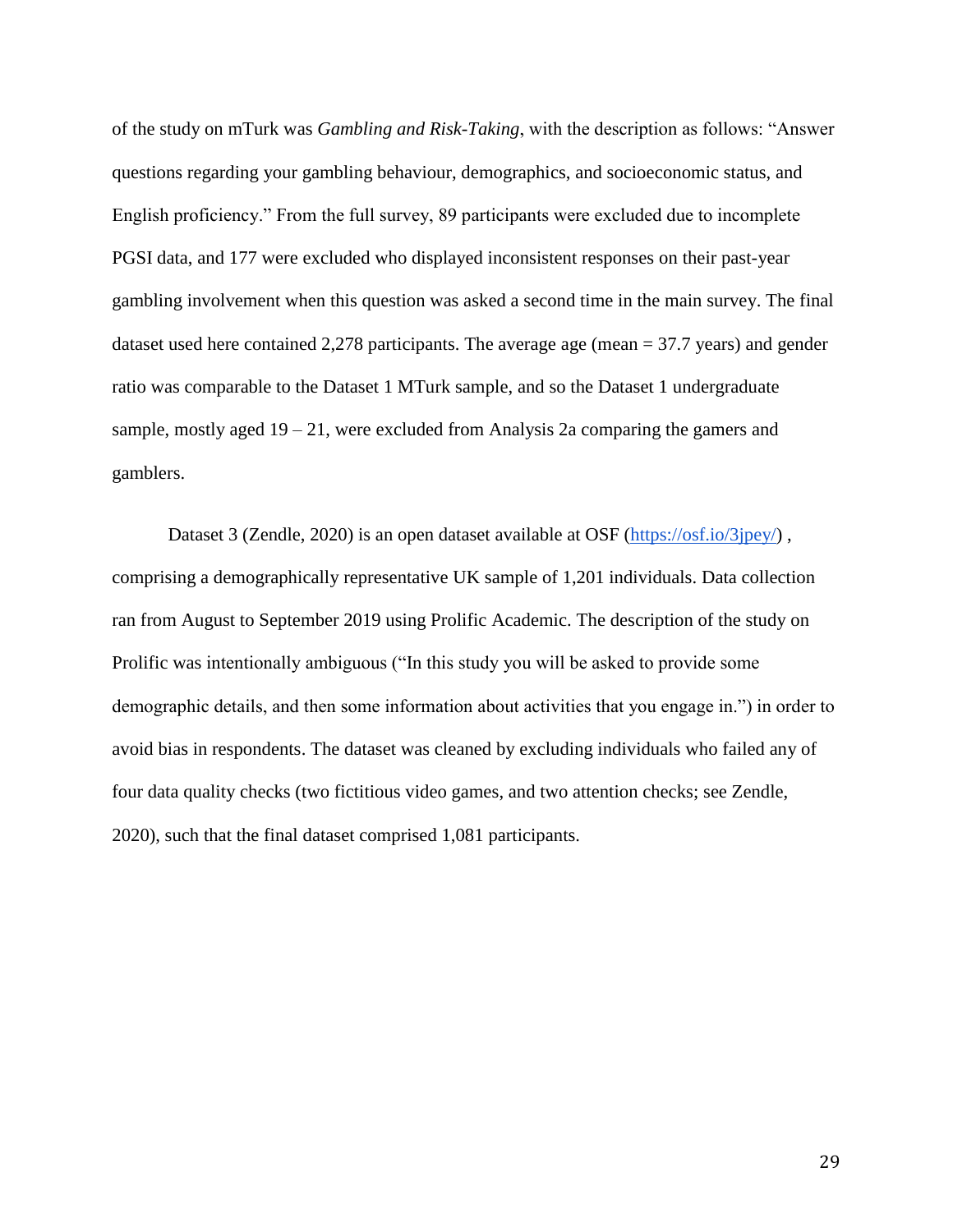of the study on mTurk was *Gambling and Risk-Taking*, with the description as follows: "Answer questions regarding your gambling behaviour, demographics, and socioeconomic status, and English proficiency." From the full survey, 89 participants were excluded due to incomplete PGSI data, and 177 were excluded who displayed inconsistent responses on their past-year gambling involvement when this question was asked a second time in the main survey. The final dataset used here contained 2,278 participants. The average age (mean = 37.7 years) and gender ratio was comparable to the Dataset 1 MTurk sample, and so the Dataset 1 undergraduate sample, mostly aged 19 – 21, were excluded from Analysis 2a comparing the gamers and gamblers.

Dataset 3 (Zendle, 2020) is an open dataset available at OSF (https://osf.io/3jpey/) , comprising a demographically representative UK sample of 1,201 individuals. Data collection ran from August to September 2019 using Prolific Academic. The description of the study on Prolific was intentionally ambiguous ("In this study you will be asked to provide some demographic details, and then some information about activities that you engage in.") in order to avoid bias in respondents. The dataset was cleaned by excluding individuals who failed any of four data quality checks (two fictitious video games, and two attention checks; see Zendle, 2020), such that the final dataset comprised 1,081 participants.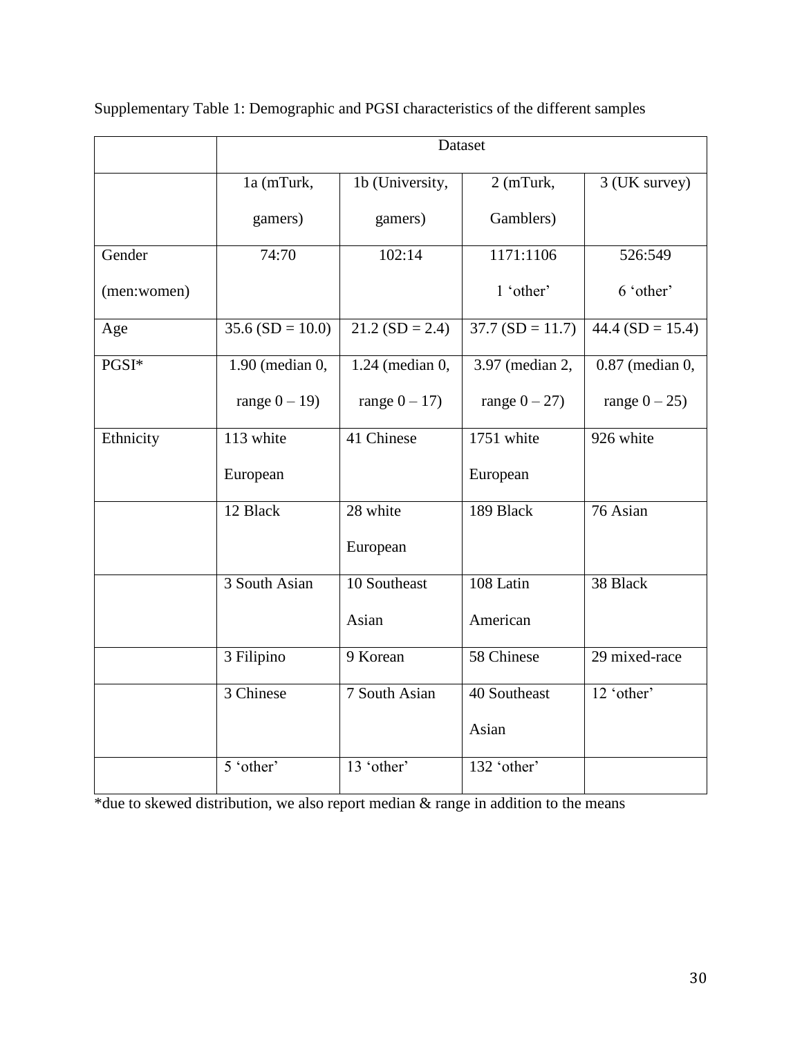Supplementary Table 1: Demographic and PGSI characteristics of the different samples

| | Dataset | | | |
|---|---|---|---|---|
| | 1a (mTurk, gamers) | 1b (University, gamers) | 2 (mTurk, Gamblers) | 3 (UK survey) |
| Gender (men:women) | 74:70 | 102:14 | 1171:1106 1 'other' | 526:549 6 'other' |
| Age | 35.6 (SD = 10.0) | 21.2 (SD = 2.4) | 37.7 (SD = 11.7) | 44.4 (SD = 15.4) |
| PGSI* | 1.90 (median 0, range 0 – 19) | 1.24 (median 0, range 0 – 17) | 3.97 (median 2, range 0 – 27) | 0.87 (median 0, range 0 – 25) |
| Ethnicity | 113 white European | 41 Chinese | 1751 white European | 926 white |
| | 12 Black | 28 white European | 189 Black | 76 Asian |
| | 3 South Asian | 10 Southeast Asian | 108 Latin American | 38 Black |
| | 3 Filipino | 9 Korean | 58 Chinese | 29 mixed-race |
| | 3 Chinese | 7 South Asian | 40 Southeast Asian | 12 'other' |
| | 5 'other' | 13 'other' | 132 'other' | |

*due to skewed distribution, we also report median & range in addition to the means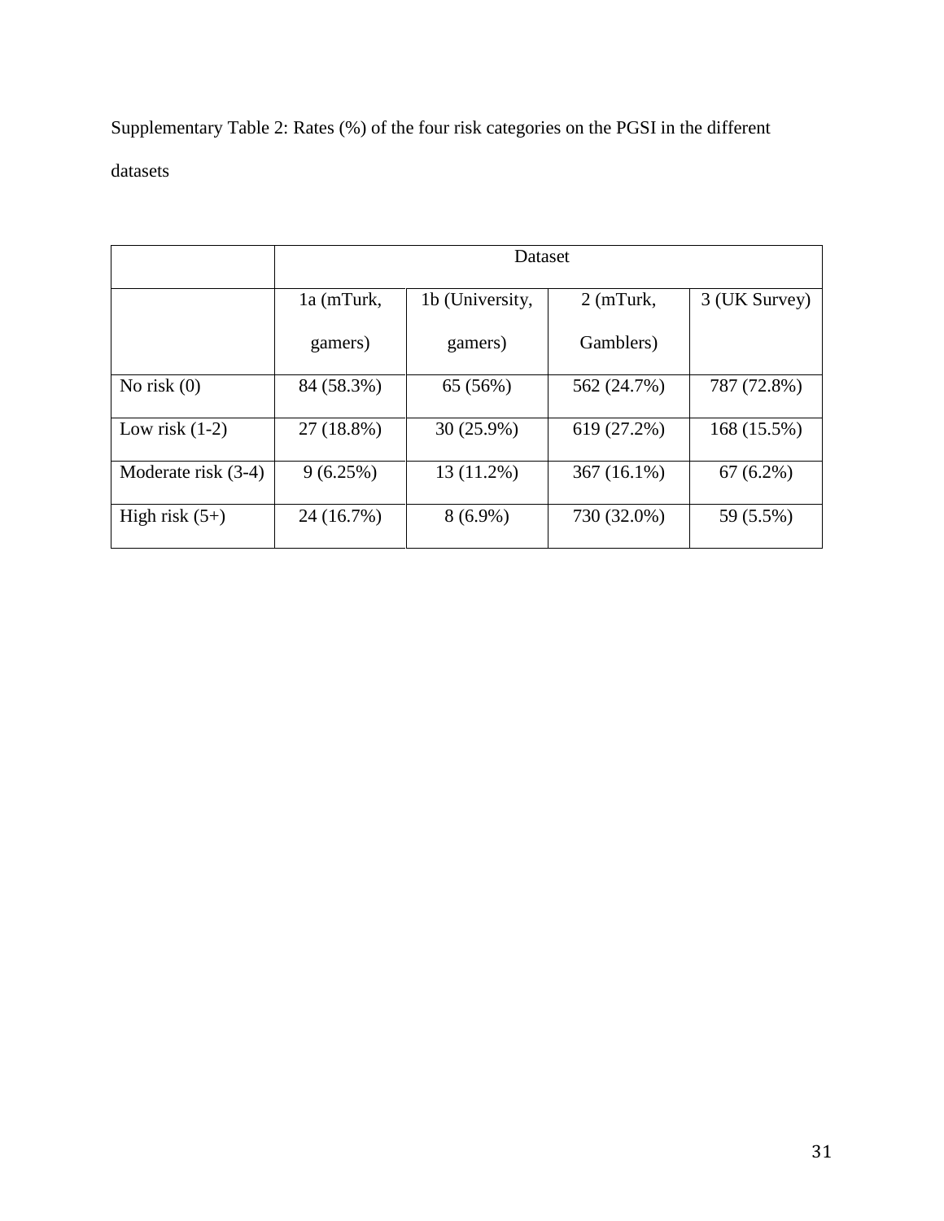Supplementary Table 2: Rates (%) of the four risk categories on the PGSI in the different datasets

| | Dataset | | | |
|---|---|---|---|---|
| | 1a (mTurk, gamers) | 1b (University, gamers) | 2 (mTurk, Gamblers) | 3 (UK Survey) |
| No risk (0) | 84 (58.3%) | 65 (56%) | 562 (24.7%) | 787 (72.8%) |
| Low risk (1-2) | 27 (18.8%) | 30 (25.9%) | 619 (27.2%) | 168 (15.5%) |
| Moderate risk (3-4) | 9 (6.25%) | 13 (11.2%) | 367 (16.1%) | 67 (6.2%) |
| High risk (5+) | 24 (16.7%) | 8 (6.9%) | 730 (32.0%) | 59 (5.5%) |